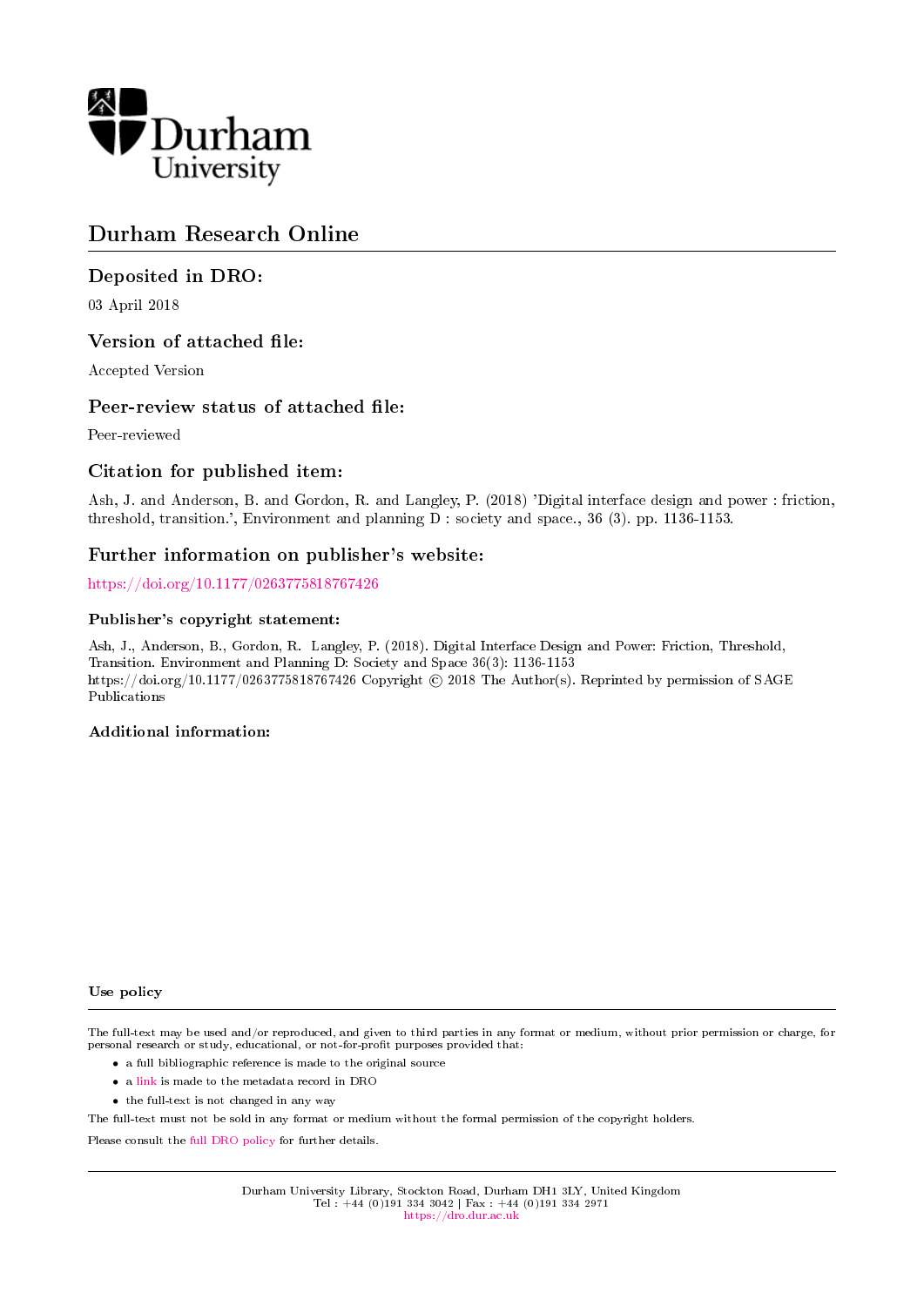Durham University

# Durham Research Online

## Deposited in DRO:

03 April 2018

## Version of attached file:

Accepted Version

## Peer-review status of attached file:

Peer-reviewed

## Citation for published item:

Ash, J. and Anderson, B. and Gordon, R. and Langley, P. (2018) 'Digital interface design and power : friction, threshold, transition.', Environment and planning D : society and space., 36 (3). pp. 1136-1153.

## Further information on publisher's website:

https://doi.org/10.1177/0263775818767426

### Publisher's copyright statement:

Ash, J., Anderson, B., Gordon, R. Langley, P. (2018). Digital Interface Design and Power: Friction, Threshold, Transition. Environment and Planning D: Society and Space 36(3): 1136-1153 https://doi.org/10.1177/0263775818767426 Copyright © 2018 The Author(s). Reprinted by permission of SAGE Publications

### Additional information:

### Use policy

The full-text may be used and/or reproduced, and given to third parties in any format or medium, without prior permission or charge, for personal research or study, educational, or not-for-profit purposes provided that:

- a full bibliographic reference is made to the original source
- a link is made to the metadata record in DRO
- the full-text is not changed in any way

The full-text must not be sold in any format or medium without the formal permission of the copyright holders.

Please consult the full DRO policy for further details.

Durham University Library, Stockton Road, Durham DH1 3LY, United Kingdom
Tel : +44 (0)191 334 3042 | Fax : +44 (0)191 334 2971
https://dro.dur.ac.uk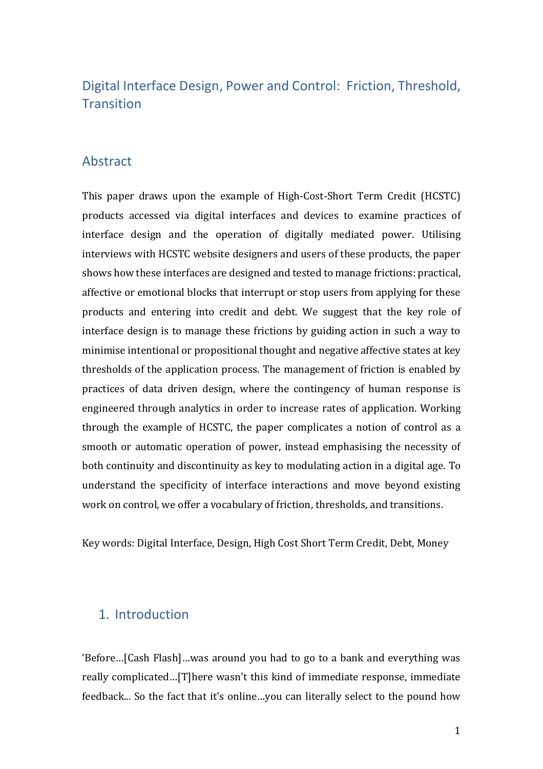# Digital Interface Design, Power and Control: Friction, Threshold, Transition

## Abstract

This paper draws upon the example of High-Cost-Short Term Credit (HCSTC) products accessed via digital interfaces and devices to examine practices of interface design and the operation of digitally mediated power. Utilising interviews with HCSTC website designers and users of these products, the paper shows how these interfaces are designed and tested to manage frictions: practical, affective or emotional blocks that interrupt or stop users from applying for these products and entering into credit and debt. We suggest that the key role of interface design is to manage these frictions by guiding action in such a way to minimise intentional or propositional thought and negative affective states at key thresholds of the application process. The management of friction is enabled by practices of data driven design, where the contingency of human response is engineered through analytics in order to increase rates of application. Working through the example of HCSTC, the paper complicates a notion of control as a smooth or automatic operation of power, instead emphasising the necessity of both continuity and discontinuity as key to modulating action in a digital age. To understand the specificity of interface interactions and move beyond existing work on control, we offer a vocabulary of friction, thresholds, and transitions.

Key words: Digital Interface, Design, High Cost Short Term Credit, Debt, Money

## 1. Introduction

'Before…[Cash Flash]…was around you had to go to a bank and everything was really complicated…[T]here wasn't this kind of immediate response, immediate feedback... So the fact that it's online…you can literally select to the pound how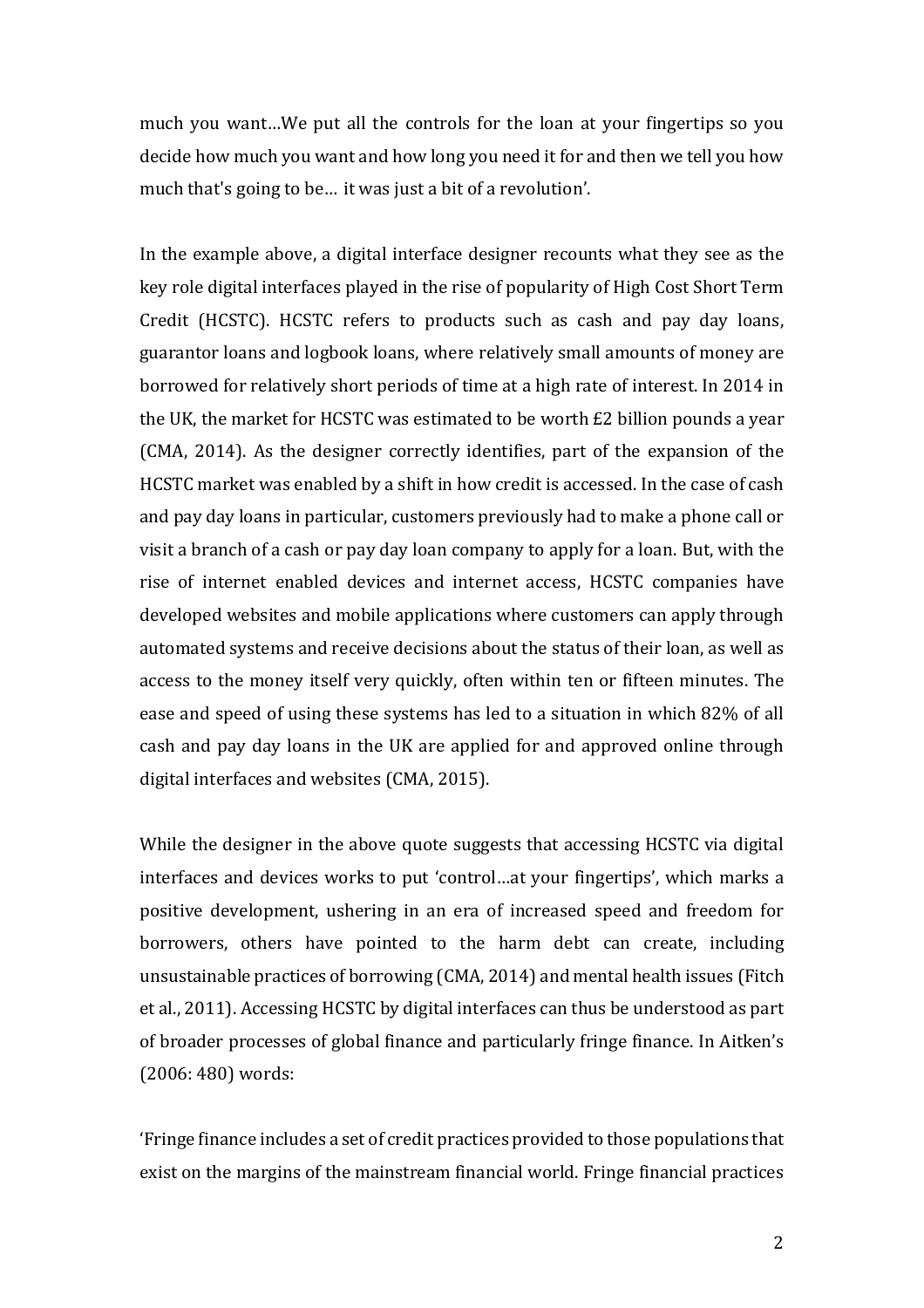much you want…We put all the controls for the loan at your fingertips so you decide how much you want and how long you need it for and then we tell you how much that's going to be… it was just a bit of a revolution'.

In the example above, a digital interface designer recounts what they see as the key role digital interfaces played in the rise of popularity of High Cost Short Term Credit (HCSTC). HCSTC refers to products such as cash and pay day loans, guarantor loans and logbook loans, where relatively small amounts of money are borrowed for relatively short periods of time at a high rate of interest. In 2014 in the UK, the market for HCSTC was estimated to be worth £2 billion pounds a year (CMA, 2014). As the designer correctly identifies, part of the expansion of the HCSTC market was enabled by a shift in how credit is accessed. In the case of cash and pay day loans in particular, customers previously had to make a phone call or visit a branch of a cash or pay day loan company to apply for a loan. But, with the rise of internet enabled devices and internet access, HCSTC companies have developed websites and mobile applications where customers can apply through automated systems and receive decisions about the status of their loan, as well as access to the money itself very quickly, often within ten or fifteen minutes. The ease and speed of using these systems has led to a situation in which 82% of all cash and pay day loans in the UK are applied for and approved online through digital interfaces and websites (CMA, 2015).

While the designer in the above quote suggests that accessing HCSTC via digital interfaces and devices works to put 'control…at your fingertips', which marks a positive development, ushering in an era of increased speed and freedom for borrowers, others have pointed to the harm debt can create, including unsustainable practices of borrowing (CMA, 2014) and mental health issues (Fitch et al., 2011). Accessing HCSTC by digital interfaces can thus be understood as part of broader processes of global finance and particularly fringe finance. In Aitken's (2006: 480) words:

'Fringe finance includes a set of credit practices provided to those populations that exist on the margins of the mainstream financial world. Fringe financial practices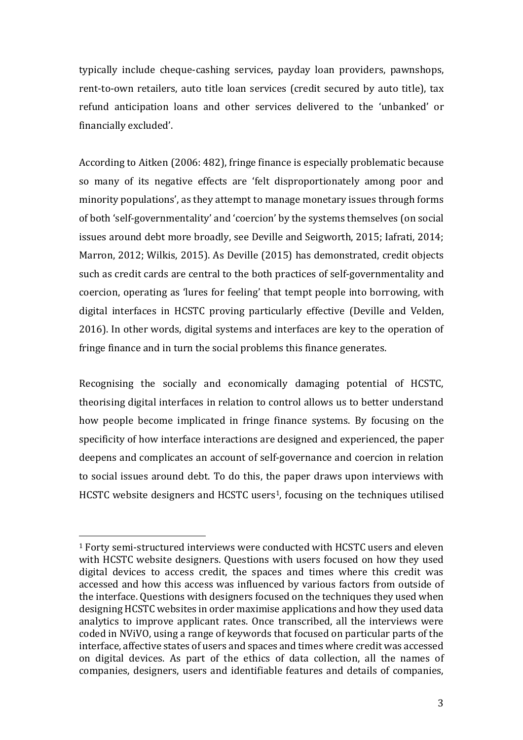typically include cheque-cashing services, payday loan providers, pawnshops, rent-to-own retailers, auto title loan services (credit secured by auto title), tax refund anticipation loans and other services delivered to the 'unbanked' or financially excluded'.

According to Aitken (2006: 482), fringe finance is especially problematic because so many of its negative effects are 'felt disproportionately among poor and minority populations', as they attempt to manage monetary issues through forms of both 'self-governmentality' and 'coercion' by the systems themselves (on social issues around debt more broadly, see Deville and Seigworth, 2015; Iafrati, 2014; Marron, 2012; Wilkis, 2015). As Deville (2015) has demonstrated, credit objects such as credit cards are central to the both practices of self-governmentality and coercion, operating as 'lures for feeling' that tempt people into borrowing, with digital interfaces in HCSTC proving particularly effective (Deville and Velden, 2016). In other words, digital systems and interfaces are key to the operation of fringe finance and in turn the social problems this finance generates.

Recognising the socially and economically damaging potential of HCSTC, theorising digital interfaces in relation to control allows us to better understand how people become implicated in fringe finance systems. By focusing on the specificity of how interface interactions are designed and experienced, the paper deepens and complicates an account of self-governance and coercion in relation to social issues around debt. To do this, the paper draws upon interviews with HCSTC website designers and HCSTC users[1], focusing on the techniques utilised

[1] Forty semi-structured interviews were conducted with HCSTC users and eleven with HCSTC website designers. Questions with users focused on how they used digital devices to access credit, the spaces and times where this credit was accessed and how this access was influenced by various factors from outside of the interface. Questions with designers focused on the techniques they used when designing HCSTC websites in order maximise applications and how they used data analytics to improve applicant rates. Once transcribed, all the interviews were coded in NViVO, using a range of keywords that focused on particular parts of the interface, affective states of users and spaces and times where credit was accessed on digital devices. As part of the ethics of data collection, all the names of companies, designers, users and identifiable features and details of companies,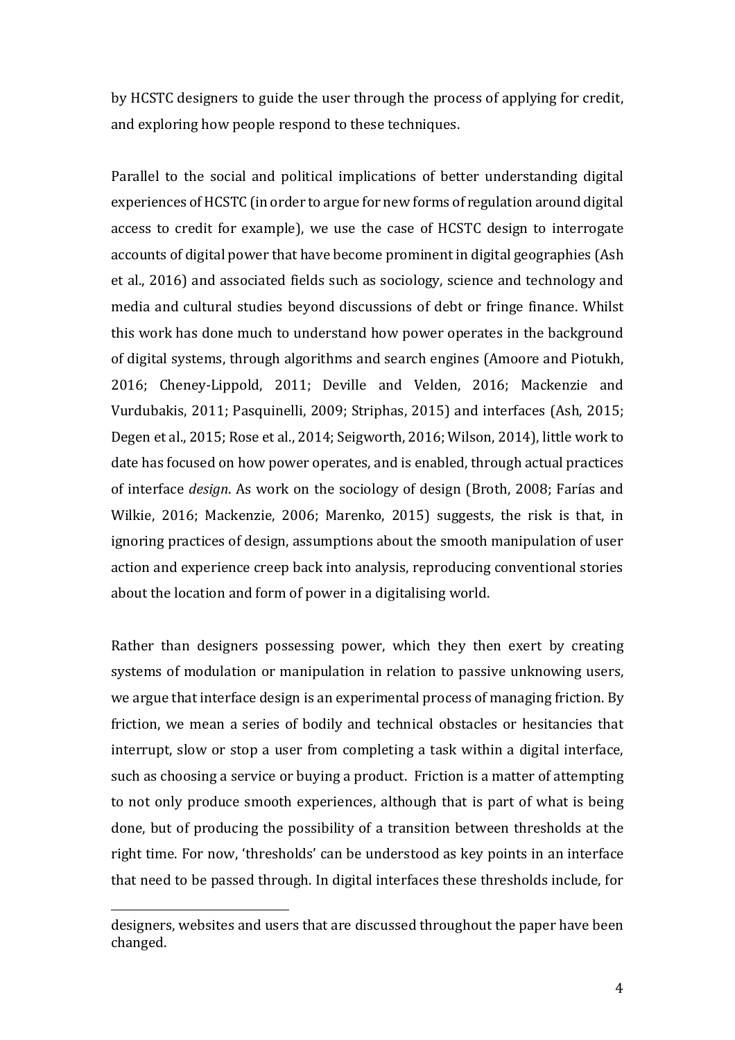by HCSTC designers to guide the user through the process of applying for credit, and exploring how people respond to these techniques.

Parallel to the social and political implications of better understanding digital experiences of HCSTC (in order to argue for new forms of regulation around digital access to credit for example), we use the case of HCSTC design to interrogate accounts of digital power that have become prominent in digital geographies (Ash et al., 2016) and associated fields such as sociology, science and technology and media and cultural studies beyond discussions of debt or fringe finance. Whilst this work has done much to understand how power operates in the background of digital systems, through algorithms and search engines (Amoore and Piotukh, 2016; Cheney-Lippold, 2011; Deville and Velden, 2016; Mackenzie and Vurdubakis, 2011; Pasquinelli, 2009; Striphas, 2015) and interfaces (Ash, 2015; Degen et al., 2015; Rose et al., 2014; Seigworth, 2016; Wilson, 2014), little work to date has focused on how power operates, and is enabled, through actual practices of interface *design*. As work on the sociology of design (Broth, 2008; Farías and Wilkie, 2016; Mackenzie, 2006; Marenko, 2015) suggests, the risk is that, in ignoring practices of design, assumptions about the smooth manipulation of user action and experience creep back into analysis, reproducing conventional stories about the location and form of power in a digitalising world.

Rather than designers possessing power, which they then exert by creating systems of modulation or manipulation in relation to passive unknowing users, we argue that interface design is an experimental process of managing friction. By friction, we mean a series of bodily and technical obstacles or hesitancies that interrupt, slow or stop a user from completing a task within a digital interface, such as choosing a service or buying a product. Friction is a matter of attempting to not only produce smooth experiences, although that is part of what is being done, but of producing the possibility of a transition between thresholds at the right time. For now, 'thresholds' can be understood as key points in an interface that need to be passed through. In digital interfaces these thresholds include, for

designers, websites and users that are discussed throughout the paper have been changed.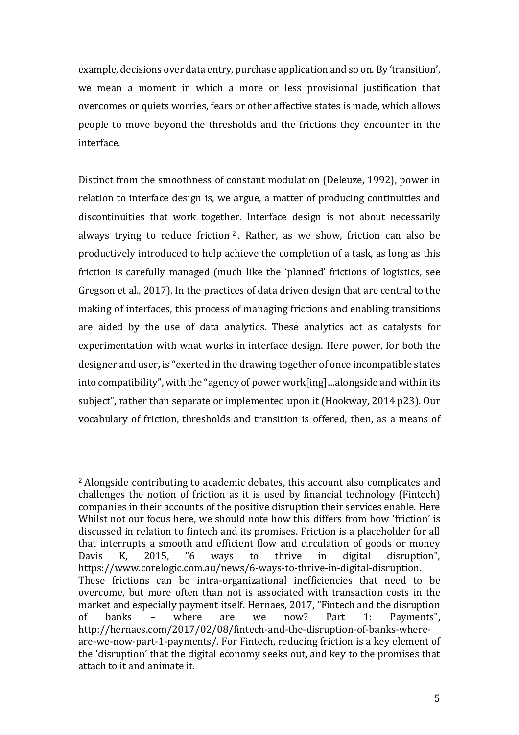example, decisions over data entry, purchase application and so on. By 'transition', we mean a moment in which a more or less provisional justification that overcomes or quiets worries, fears or other affective states is made, which allows people to move beyond the thresholds and the frictions they encounter in the interface.

Distinct from the smoothness of constant modulation (Deleuze, 1992), power in relation to interface design is, we argue, a matter of producing continuities and discontinuities that work together. Interface design is not about necessarily always trying to reduce friction [2]. Rather, as we show, friction can also be productively introduced to help achieve the completion of a task, as long as this friction is carefully managed (much like the 'planned' frictions of logistics, see Gregson et al., 2017). In the practices of data driven design that are central to the making of interfaces, this process of managing frictions and enabling transitions are aided by the use of data analytics. These analytics act as catalysts for experimentation with what works in interface design. Here power, for both the designer and user**,** is "exerted in the drawing together of once incompatible states into compatibility", with the "agency of power work[ing]…alongside and within its subject", rather than separate or implemented upon it (Hookway, 2014 p23). Our vocabulary of friction, thresholds and transition is offered, then, as a means of

---

[2] Alongside contributing to academic debates, this account also complicates and challenges the notion of friction as it is used by financial technology (Fintech) companies in their accounts of the positive disruption their services enable. Here Whilst not our focus here, we should note how this differs from how 'friction' is discussed in relation to fintech and its promises. Friction is a placeholder for all that interrupts a smooth and efficient flow and circulation of goods or money Davis K, 2015, "6 ways to thrive in digital disruption", https://www.corelogic.com.au/news/6-ways-to-thrive-in-digital-disruption. These frictions can be intra-organizational inefficiencies that need to be overcome, but more often than not is associated with transaction costs in the market and especially payment itself. Hernaes, 2017, "Fintech and the disruption of banks – where are we now? Part 1: Payments", http://hernaes.com/2017/02/08/fintech-and-the-disruption-of-banks-where-are-we-now-part-1-payments/. For Fintech, reducing friction is a key element of the 'disruption' that the digital economy seeks out, and key to the promises that attach to it and animate it.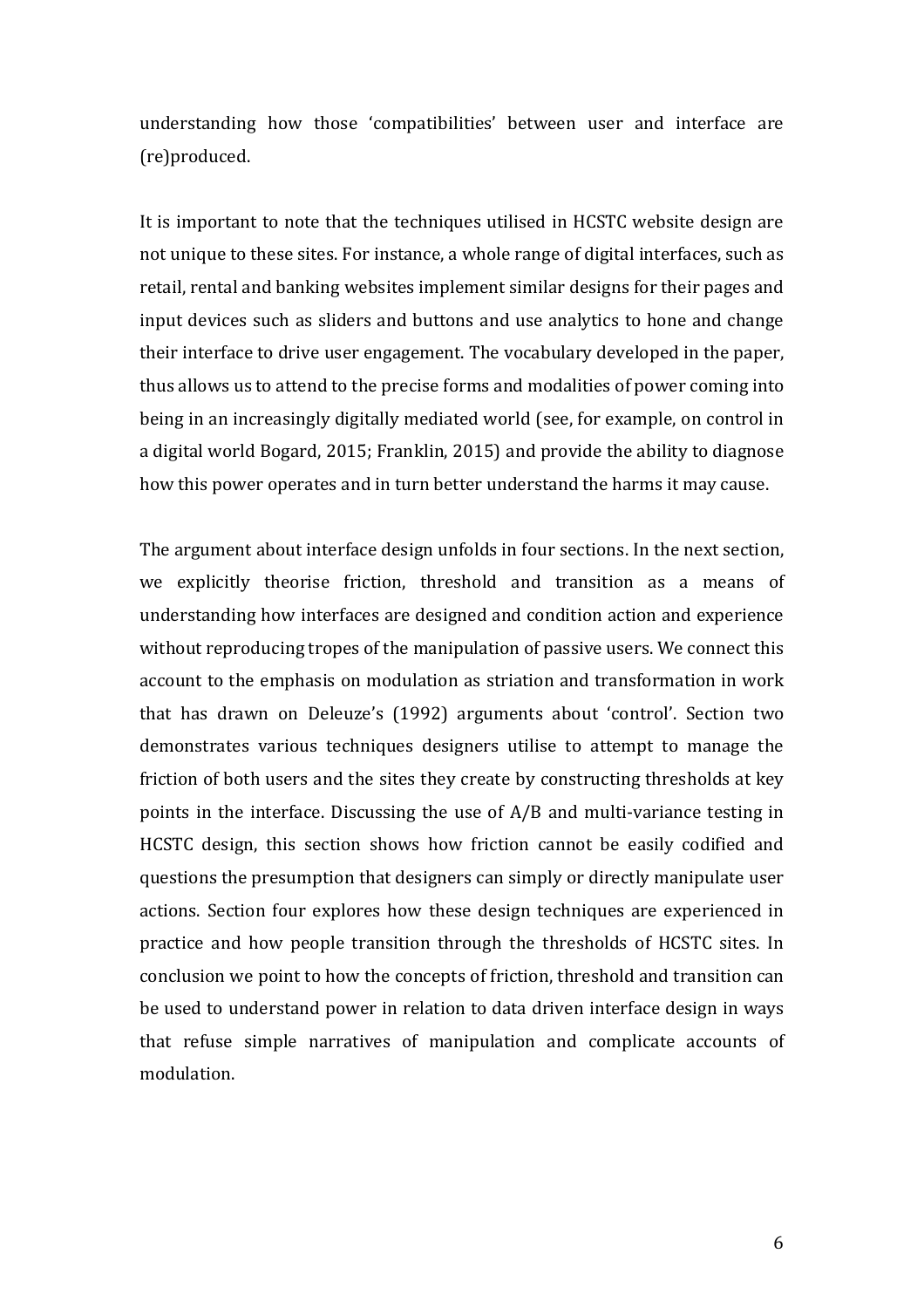understanding how those 'compatibilities' between user and interface are (re)produced.

It is important to note that the techniques utilised in HCSTC website design are not unique to these sites. For instance, a whole range of digital interfaces, such as retail, rental and banking websites implement similar designs for their pages and input devices such as sliders and buttons and use analytics to hone and change their interface to drive user engagement. The vocabulary developed in the paper, thus allows us to attend to the precise forms and modalities of power coming into being in an increasingly digitally mediated world (see, for example, on control in a digital world Bogard, 2015; Franklin, 2015) and provide the ability to diagnose how this power operates and in turn better understand the harms it may cause.

The argument about interface design unfolds in four sections. In the next section, we explicitly theorise friction, threshold and transition as a means of understanding how interfaces are designed and condition action and experience without reproducing tropes of the manipulation of passive users. We connect this account to the emphasis on modulation as striation and transformation in work that has drawn on Deleuze's (1992) arguments about 'control'. Section two demonstrates various techniques designers utilise to attempt to manage the friction of both users and the sites they create by constructing thresholds at key points in the interface. Discussing the use of A/B and multi-variance testing in HCSTC design, this section shows how friction cannot be easily codified and questions the presumption that designers can simply or directly manipulate user actions. Section four explores how these design techniques are experienced in practice and how people transition through the thresholds of HCSTC sites. In conclusion we point to how the concepts of friction, threshold and transition can be used to understand power in relation to data driven interface design in ways that refuse simple narratives of manipulation and complicate accounts of modulation.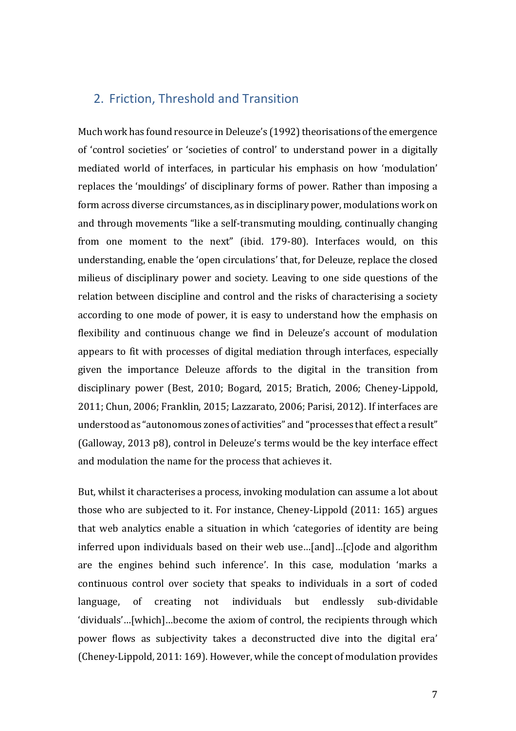## 2. Friction, Threshold and Transition

Much work has found resource in Deleuze's (1992) theorisations of the emergence of 'control societies' or 'societies of control' to understand power in a digitally mediated world of interfaces, in particular his emphasis on how 'modulation' replaces the 'mouldings' of disciplinary forms of power. Rather than imposing a form across diverse circumstances, as in disciplinary power, modulations work on and through movements "like a self-transmuting moulding, continually changing from one moment to the next" (ibid. 179-80). Interfaces would, on this understanding, enable the 'open circulations' that, for Deleuze, replace the closed milieus of disciplinary power and society. Leaving to one side questions of the relation between discipline and control and the risks of characterising a society according to one mode of power, it is easy to understand how the emphasis on flexibility and continuous change we find in Deleuze's account of modulation appears to fit with processes of digital mediation through interfaces, especially given the importance Deleuze affords to the digital in the transition from disciplinary power (Best, 2010; Bogard, 2015; Bratich, 2006; Cheney-Lippold, 2011; Chun, 2006; Franklin, 2015; Lazzarato, 2006; Parisi, 2012). If interfaces are understood as "autonomous zones of activities" and "processes that effect a result" (Galloway, 2013 p8), control in Deleuze's terms would be the key interface effect and modulation the name for the process that achieves it.

But, whilst it characterises a process, invoking modulation can assume a lot about those who are subjected to it. For instance, Cheney-Lippold (2011: 165) argues that web analytics enable a situation in which 'categories of identity are being inferred upon individuals based on their web use…[and]…[c]ode and algorithm are the engines behind such inference'. In this case, modulation 'marks a continuous control over society that speaks to individuals in a sort of coded language, of creating not individuals but endlessly sub-dividable 'dividuals'…[which]…become the axiom of control, the recipients through which power flows as subjectivity takes a deconstructed dive into the digital era' (Cheney-Lippold, 2011: 169). However, while the concept of modulation provides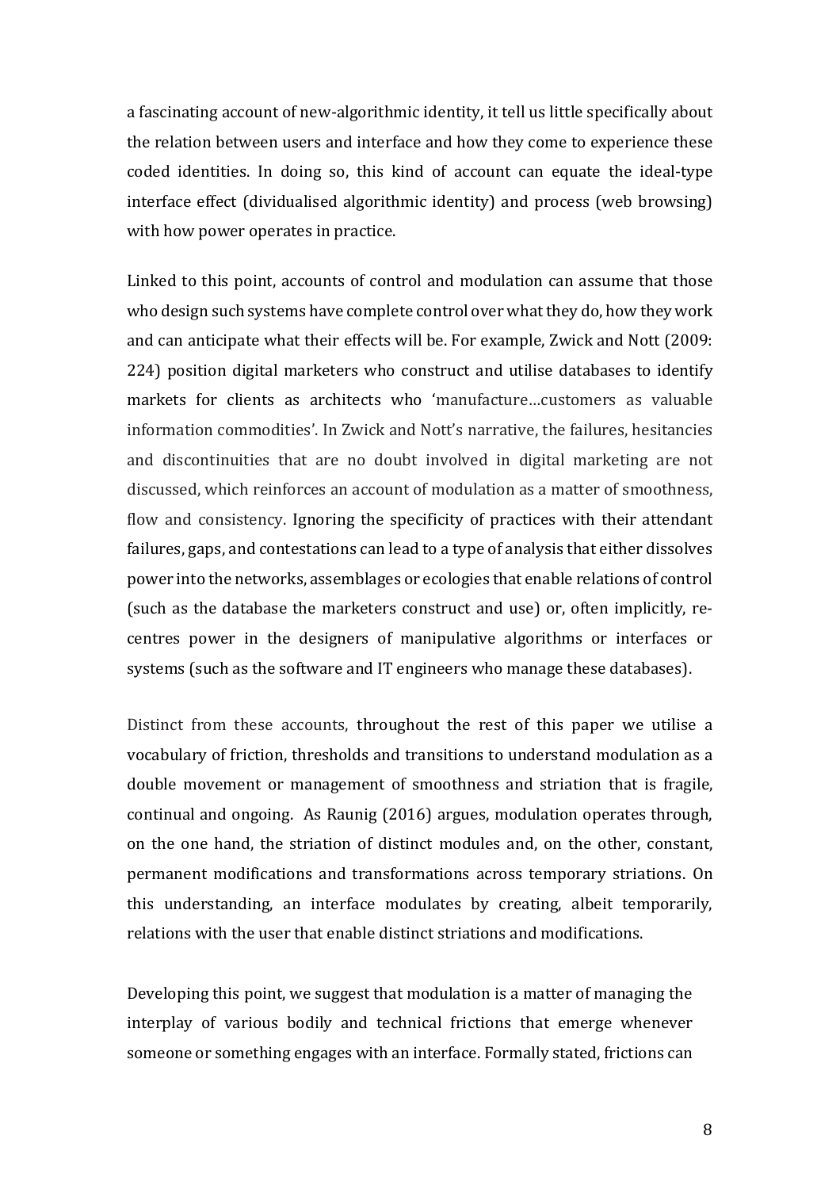a fascinating account of new-algorithmic identity, it tell us little specifically about the relation between users and interface and how they come to experience these coded identities. In doing so, this kind of account can equate the ideal-type interface effect (dividualised algorithmic identity) and process (web browsing) with how power operates in practice.

Linked to this point, accounts of control and modulation can assume that those who design such systems have complete control over what they do, how they work and can anticipate what their effects will be. For example, Zwick and Nott (2009: 224) position digital marketers who construct and utilise databases to identify markets for clients as architects who 'manufacture…customers as valuable information commodities'. In Zwick and Nott's narrative, the failures, hesitancies and discontinuities that are no doubt involved in digital marketing are not discussed, which reinforces an account of modulation as a matter of smoothness, flow and consistency. Ignoring the specificity of practices with their attendant failures, gaps, and contestations can lead to a type of analysis that either dissolves power into the networks, assemblages or ecologies that enable relations of control (such as the database the marketers construct and use) or, often implicitly, re-centres power in the designers of manipulative algorithms or interfaces or systems (such as the software and IT engineers who manage these databases).

Distinct from these accounts, throughout the rest of this paper we utilise a vocabulary of friction, thresholds and transitions to understand modulation as a double movement or management of smoothness and striation that is fragile, continual and ongoing. As Raunig (2016) argues, modulation operates through, on the one hand, the striation of distinct modules and, on the other, constant, permanent modifications and transformations across temporary striations. On this understanding, an interface modulates by creating, albeit temporarily, relations with the user that enable distinct striations and modifications.

Developing this point, we suggest that modulation is a matter of managing the interplay of various bodily and technical frictions that emerge whenever someone or something engages with an interface. Formally stated, frictions can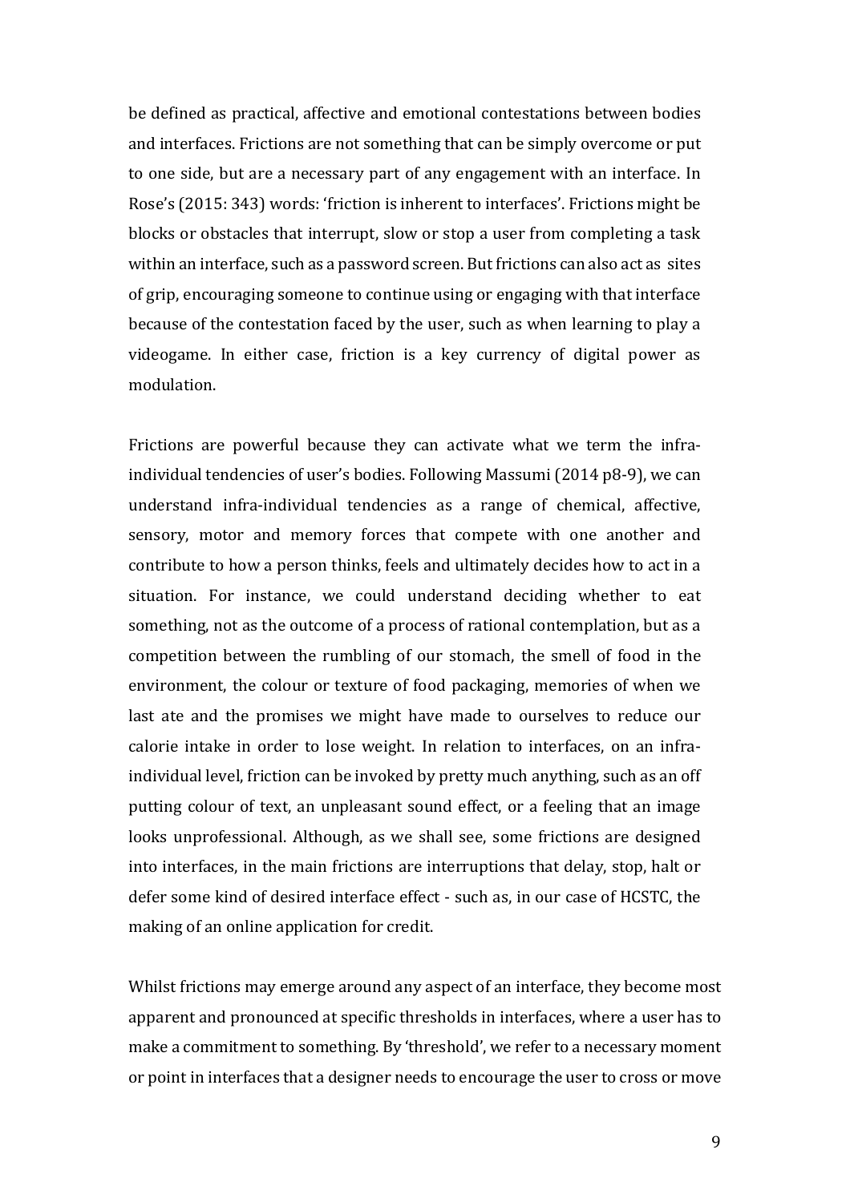be defined as practical, affective and emotional contestations between bodies and interfaces. Frictions are not something that can be simply overcome or put to one side, but are a necessary part of any engagement with an interface. In Rose's (2015: 343) words: 'friction is inherent to interfaces'. Frictions might be blocks or obstacles that interrupt, slow or stop a user from completing a task within an interface, such as a password screen. But frictions can also act as sites of grip, encouraging someone to continue using or engaging with that interface because of the contestation faced by the user, such as when learning to play a videogame. In either case, friction is a key currency of digital power as modulation.

Frictions are powerful because they can activate what we term the infra-individual tendencies of user's bodies. Following Massumi (2014 p8-9), we can understand infra-individual tendencies as a range of chemical, affective, sensory, motor and memory forces that compete with one another and contribute to how a person thinks, feels and ultimately decides how to act in a situation. For instance, we could understand deciding whether to eat something, not as the outcome of a process of rational contemplation, but as a competition between the rumbling of our stomach, the smell of food in the environment, the colour or texture of food packaging, memories of when we last ate and the promises we might have made to ourselves to reduce our calorie intake in order to lose weight. In relation to interfaces, on an infra-individual level, friction can be invoked by pretty much anything, such as an off putting colour of text, an unpleasant sound effect, or a feeling that an image looks unprofessional. Although, as we shall see, some frictions are designed into interfaces, in the main frictions are interruptions that delay, stop, halt or defer some kind of desired interface effect - such as, in our case of HCSTC, the making of an online application for credit.

Whilst frictions may emerge around any aspect of an interface, they become most apparent and pronounced at specific thresholds in interfaces, where a user has to make a commitment to something. By 'threshold', we refer to a necessary moment or point in interfaces that a designer needs to encourage the user to cross or move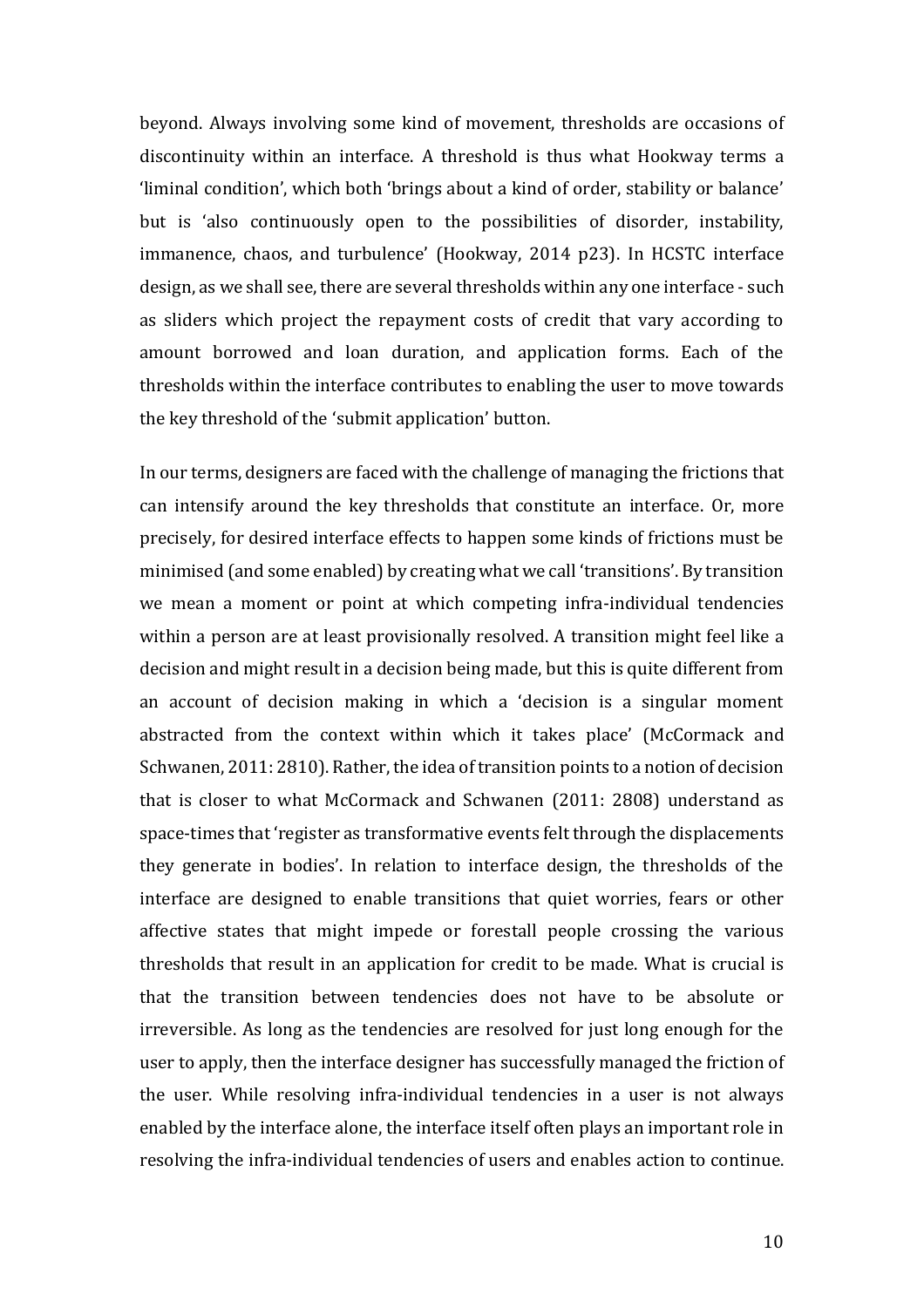beyond. Always involving some kind of movement, thresholds are occasions of discontinuity within an interface. A threshold is thus what Hookway terms a 'liminal condition', which both 'brings about a kind of order, stability or balance' but is 'also continuously open to the possibilities of disorder, instability, immanence, chaos, and turbulence' (Hookway, 2014 p23). In HCSTC interface design, as we shall see, there are several thresholds within any one interface - such as sliders which project the repayment costs of credit that vary according to amount borrowed and loan duration, and application forms. Each of the thresholds within the interface contributes to enabling the user to move towards the key threshold of the 'submit application' button.

In our terms, designers are faced with the challenge of managing the frictions that can intensify around the key thresholds that constitute an interface. Or, more precisely, for desired interface effects to happen some kinds of frictions must be minimised (and some enabled) by creating what we call 'transitions'. By transition we mean a moment or point at which competing infra-individual tendencies within a person are at least provisionally resolved. A transition might feel like a decision and might result in a decision being made, but this is quite different from an account of decision making in which a 'decision is a singular moment abstracted from the context within which it takes place' (McCormack and Schwanen, 2011: 2810). Rather, the idea of transition points to a notion of decision that is closer to what McCormack and Schwanen (2011: 2808) understand as space-times that 'register as transformative events felt through the displacements they generate in bodies'. In relation to interface design, the thresholds of the interface are designed to enable transitions that quiet worries, fears or other affective states that might impede or forestall people crossing the various thresholds that result in an application for credit to be made. What is crucial is that the transition between tendencies does not have to be absolute or irreversible. As long as the tendencies are resolved for just long enough for the user to apply, then the interface designer has successfully managed the friction of the user. While resolving infra-individual tendencies in a user is not always enabled by the interface alone, the interface itself often plays an important role in resolving the infra-individual tendencies of users and enables action to continue.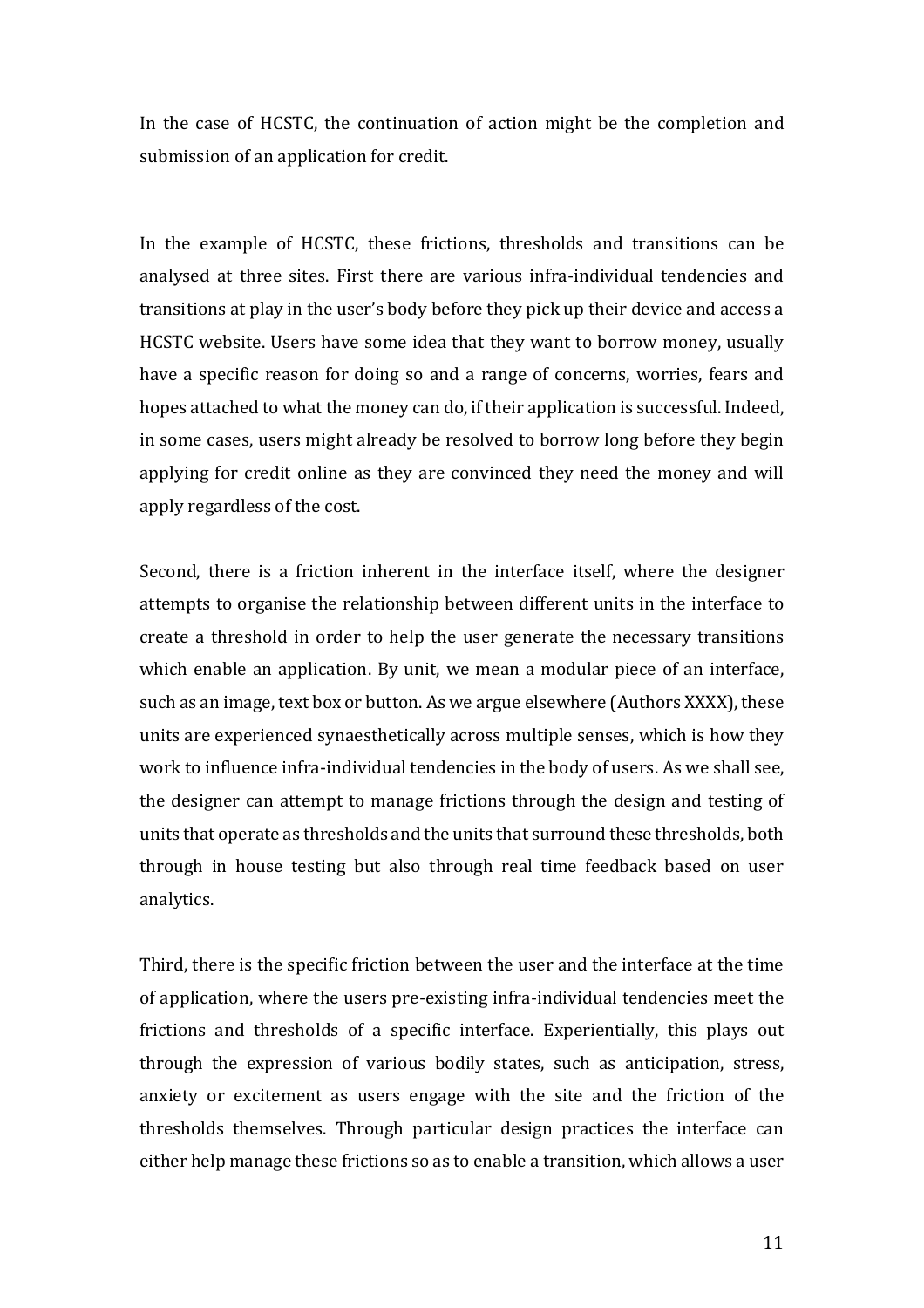In the case of HCSTC, the continuation of action might be the completion and submission of an application for credit.

In the example of HCSTC, these frictions, thresholds and transitions can be analysed at three sites. First there are various infra-individual tendencies and transitions at play in the user's body before they pick up their device and access a HCSTC website. Users have some idea that they want to borrow money, usually have a specific reason for doing so and a range of concerns, worries, fears and hopes attached to what the money can do, if their application is successful. Indeed, in some cases, users might already be resolved to borrow long before they begin applying for credit online as they are convinced they need the money and will apply regardless of the cost.

Second, there is a friction inherent in the interface itself, where the designer attempts to organise the relationship between different units in the interface to create a threshold in order to help the user generate the necessary transitions which enable an application. By unit, we mean a modular piece of an interface, such as an image, text box or button. As we argue elsewhere (Authors XXXX), these units are experienced synaesthetically across multiple senses, which is how they work to influence infra-individual tendencies in the body of users. As we shall see, the designer can attempt to manage frictions through the design and testing of units that operate as thresholds and the units that surround these thresholds, both through in house testing but also through real time feedback based on user analytics.

Third, there is the specific friction between the user and the interface at the time of application, where the users pre-existing infra-individual tendencies meet the frictions and thresholds of a specific interface. Experientially, this plays out through the expression of various bodily states, such as anticipation, stress, anxiety or excitement as users engage with the site and the friction of the thresholds themselves. Through particular design practices the interface can either help manage these frictions so as to enable a transition, which allows a user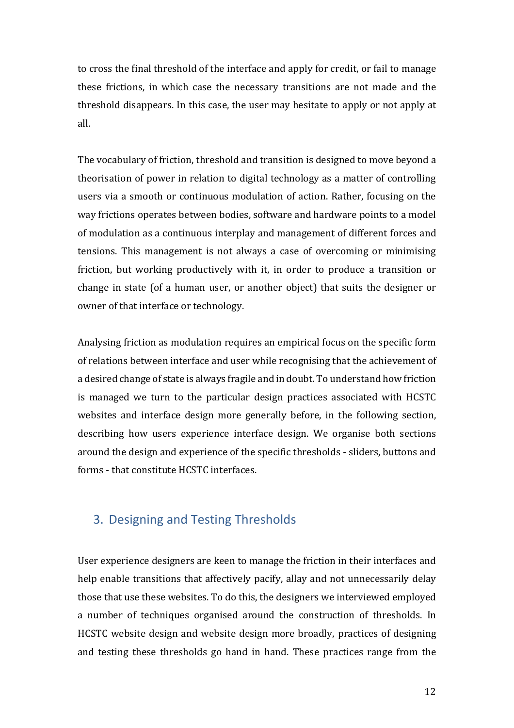to cross the final threshold of the interface and apply for credit, or fail to manage these frictions, in which case the necessary transitions are not made and the threshold disappears. In this case, the user may hesitate to apply or not apply at all.

The vocabulary of friction, threshold and transition is designed to move beyond a theorisation of power in relation to digital technology as a matter of controlling users via a smooth or continuous modulation of action. Rather, focusing on the way frictions operates between bodies, software and hardware points to a model of modulation as a continuous interplay and management of different forces and tensions. This management is not always a case of overcoming or minimising friction, but working productively with it, in order to produce a transition or change in state (of a human user, or another object) that suits the designer or owner of that interface or technology.

Analysing friction as modulation requires an empirical focus on the specific form of relations between interface and user while recognising that the achievement of a desired change of state is always fragile and in doubt. To understand how friction is managed we turn to the particular design practices associated with HCSTC websites and interface design more generally before, in the following section, describing how users experience interface design. We organise both sections around the design and experience of the specific thresholds - sliders, buttons and forms - that constitute HCSTC interfaces.

## 3. Designing and Testing Thresholds

User experience designers are keen to manage the friction in their interfaces and help enable transitions that affectively pacify, allay and not unnecessarily delay those that use these websites. To do this, the designers we interviewed employed a number of techniques organised around the construction of thresholds. In HCSTC website design and website design more broadly, practices of designing and testing these thresholds go hand in hand. These practices range from the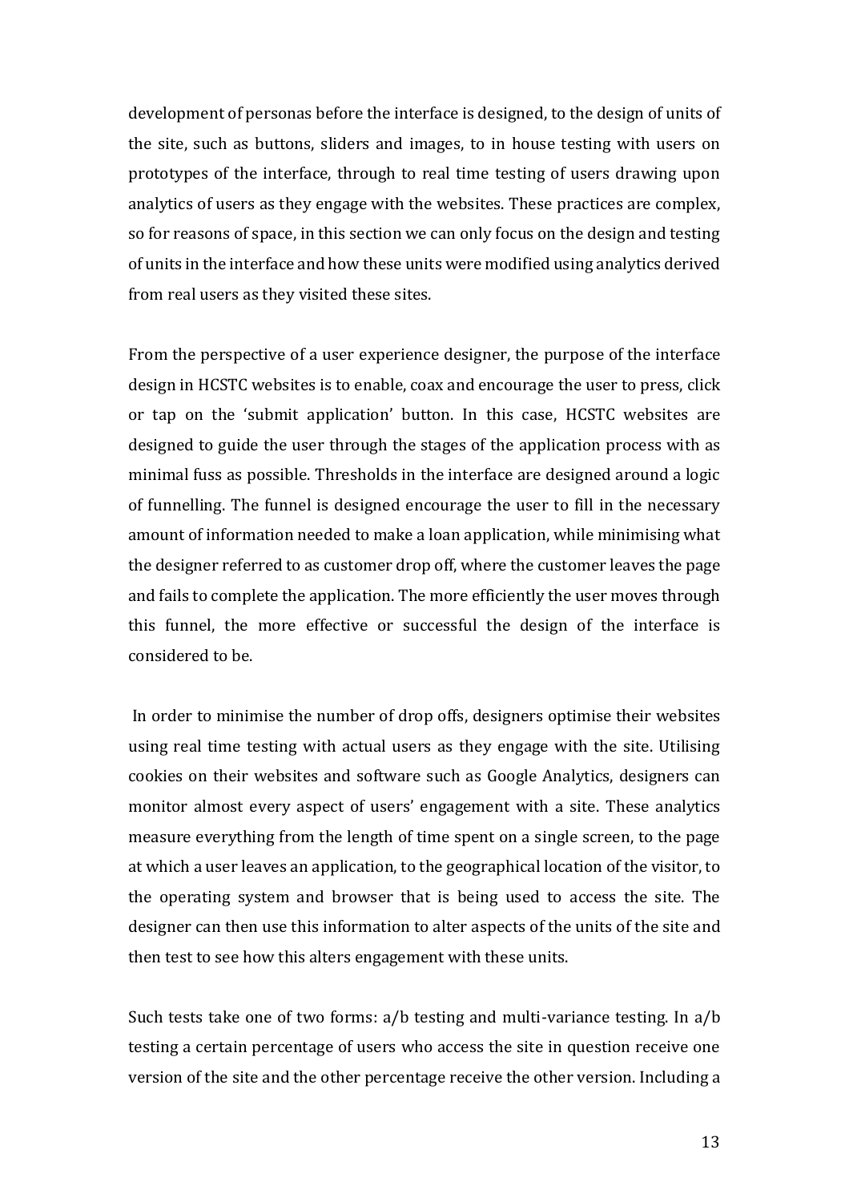development of personas before the interface is designed, to the design of units of the site, such as buttons, sliders and images, to in house testing with users on prototypes of the interface, through to real time testing of users drawing upon analytics of users as they engage with the websites. These practices are complex, so for reasons of space, in this section we can only focus on the design and testing of units in the interface and how these units were modified using analytics derived from real users as they visited these sites.

From the perspective of a user experience designer, the purpose of the interface design in HCSTC websites is to enable, coax and encourage the user to press, click or tap on the 'submit application' button. In this case, HCSTC websites are designed to guide the user through the stages of the application process with as minimal fuss as possible. Thresholds in the interface are designed around a logic of funnelling. The funnel is designed encourage the user to fill in the necessary amount of information needed to make a loan application, while minimising what the designer referred to as customer drop off, where the customer leaves the page and fails to complete the application. The more efficiently the user moves through this funnel, the more effective or successful the design of the interface is considered to be.

In order to minimise the number of drop offs, designers optimise their websites using real time testing with actual users as they engage with the site. Utilising cookies on their websites and software such as Google Analytics, designers can monitor almost every aspect of users' engagement with a site. These analytics measure everything from the length of time spent on a single screen, to the page at which a user leaves an application, to the geographical location of the visitor, to the operating system and browser that is being used to access the site. The designer can then use this information to alter aspects of the units of the site and then test to see how this alters engagement with these units.

Such tests take one of two forms: a/b testing and multi-variance testing. In a/b testing a certain percentage of users who access the site in question receive one version of the site and the other percentage receive the other version. Including a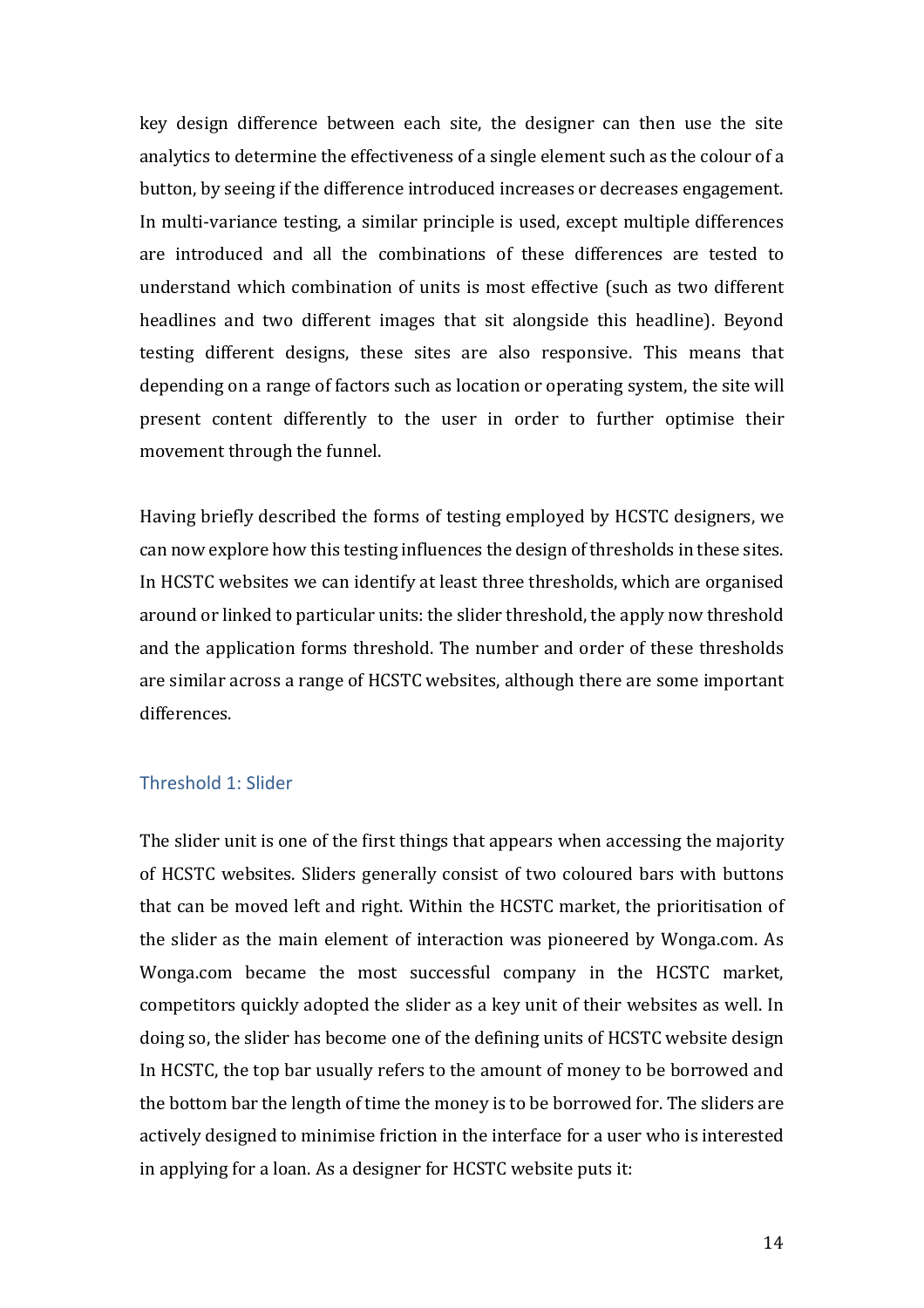key design difference between each site, the designer can then use the site analytics to determine the effectiveness of a single element such as the colour of a button, by seeing if the difference introduced increases or decreases engagement. In multi-variance testing, a similar principle is used, except multiple differences are introduced and all the combinations of these differences are tested to understand which combination of units is most effective (such as two different headlines and two different images that sit alongside this headline). Beyond testing different designs, these sites are also responsive. This means that depending on a range of factors such as location or operating system, the site will present content differently to the user in order to further optimise their movement through the funnel.

Having briefly described the forms of testing employed by HCSTC designers, we can now explore how this testing influences the design of thresholds in these sites. In HCSTC websites we can identify at least three thresholds, which are organised around or linked to particular units: the slider threshold, the apply now threshold and the application forms threshold. The number and order of these thresholds are similar across a range of HCSTC websites, although there are some important differences.

### Threshold 1: Slider

The slider unit is one of the first things that appears when accessing the majority of HCSTC websites. Sliders generally consist of two coloured bars with buttons that can be moved left and right. Within the HCSTC market, the prioritisation of the slider as the main element of interaction was pioneered by Wonga.com. As Wonga.com became the most successful company in the HCSTC market, competitors quickly adopted the slider as a key unit of their websites as well. In doing so, the slider has become one of the defining units of HCSTC website design In HCSTC, the top bar usually refers to the amount of money to be borrowed and the bottom bar the length of time the money is to be borrowed for. The sliders are actively designed to minimise friction in the interface for a user who is interested in applying for a loan. As a designer for HCSTC website puts it: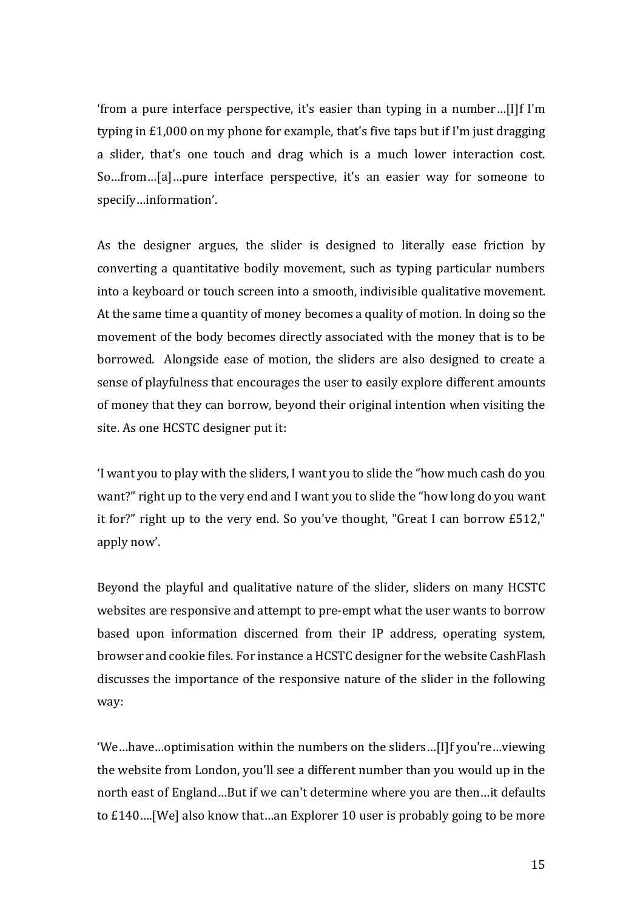'from a pure interface perspective, it's easier than typing in a number…[I]f I'm typing in £1,000 on my phone for example, that's five taps but if I'm just dragging a slider, that's one touch and drag which is a much lower interaction cost. So…from…[a]…pure interface perspective, it's an easier way for someone to specify…information'.

As the designer argues, the slider is designed to literally ease friction by converting a quantitative bodily movement, such as typing particular numbers into a keyboard or touch screen into a smooth, indivisible qualitative movement. At the same time a quantity of money becomes a quality of motion. In doing so the movement of the body becomes directly associated with the money that is to be borrowed. Alongside ease of motion, the sliders are also designed to create a sense of playfulness that encourages the user to easily explore different amounts of money that they can borrow, beyond their original intention when visiting the site. As one HCSTC designer put it:

'I want you to play with the sliders, I want you to slide the "how much cash do you want?" right up to the very end and I want you to slide the "how long do you want it for?" right up to the very end. So you've thought, "Great I can borrow £512," apply now'.

Beyond the playful and qualitative nature of the slider, sliders on many HCSTC websites are responsive and attempt to pre-empt what the user wants to borrow based upon information discerned from their IP address, operating system, browser and cookie files. For instance a HCSTC designer for the website CashFlash discusses the importance of the responsive nature of the slider in the following way:

'We…have…optimisation within the numbers on the sliders…[I]f you're…viewing the website from London, you'll see a different number than you would up in the north east of England…But if we can't determine where you are then…it defaults to £140….[We] also know that…an Explorer 10 user is probably going to be more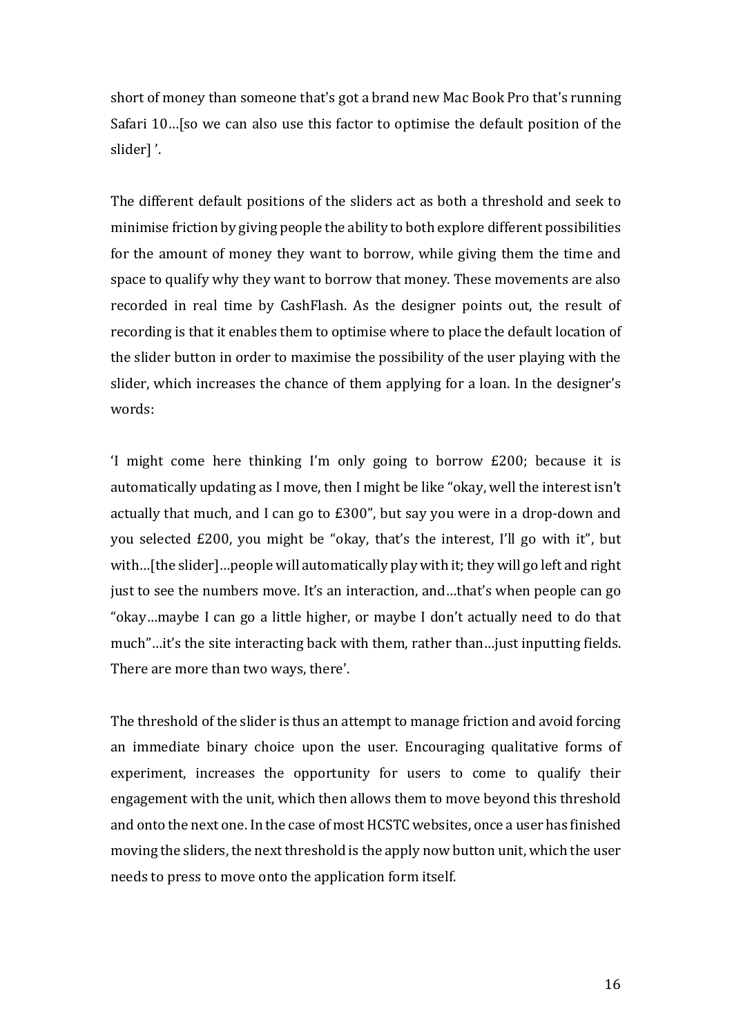short of money than someone that's got a brand new Mac Book Pro that's running Safari 10…[so we can also use this factor to optimise the default position of the slider] '.

The different default positions of the sliders act as both a threshold and seek to minimise friction by giving people the ability to both explore different possibilities for the amount of money they want to borrow, while giving them the time and space to qualify why they want to borrow that money. These movements are also recorded in real time by CashFlash. As the designer points out, the result of recording is that it enables them to optimise where to place the default location of the slider button in order to maximise the possibility of the user playing with the slider, which increases the chance of them applying for a loan. In the designer's words:

'I might come here thinking I'm only going to borrow £200; because it is automatically updating as I move, then I might be like "okay, well the interest isn't actually that much, and I can go to £300", but say you were in a drop-down and you selected £200, you might be "okay, that's the interest, I'll go with it", but with…[the slider]…people will automatically play with it; they will go left and right just to see the numbers move. It's an interaction, and…that's when people can go "okay…maybe I can go a little higher, or maybe I don't actually need to do that much"…it's the site interacting back with them, rather than…just inputting fields. There are more than two ways, there'.

The threshold of the slider is thus an attempt to manage friction and avoid forcing an immediate binary choice upon the user. Encouraging qualitative forms of experiment, increases the opportunity for users to come to qualify their engagement with the unit, which then allows them to move beyond this threshold and onto the next one. In the case of most HCSTC websites, once a user has finished moving the sliders, the next threshold is the apply now button unit, which the user needs to press to move onto the application form itself.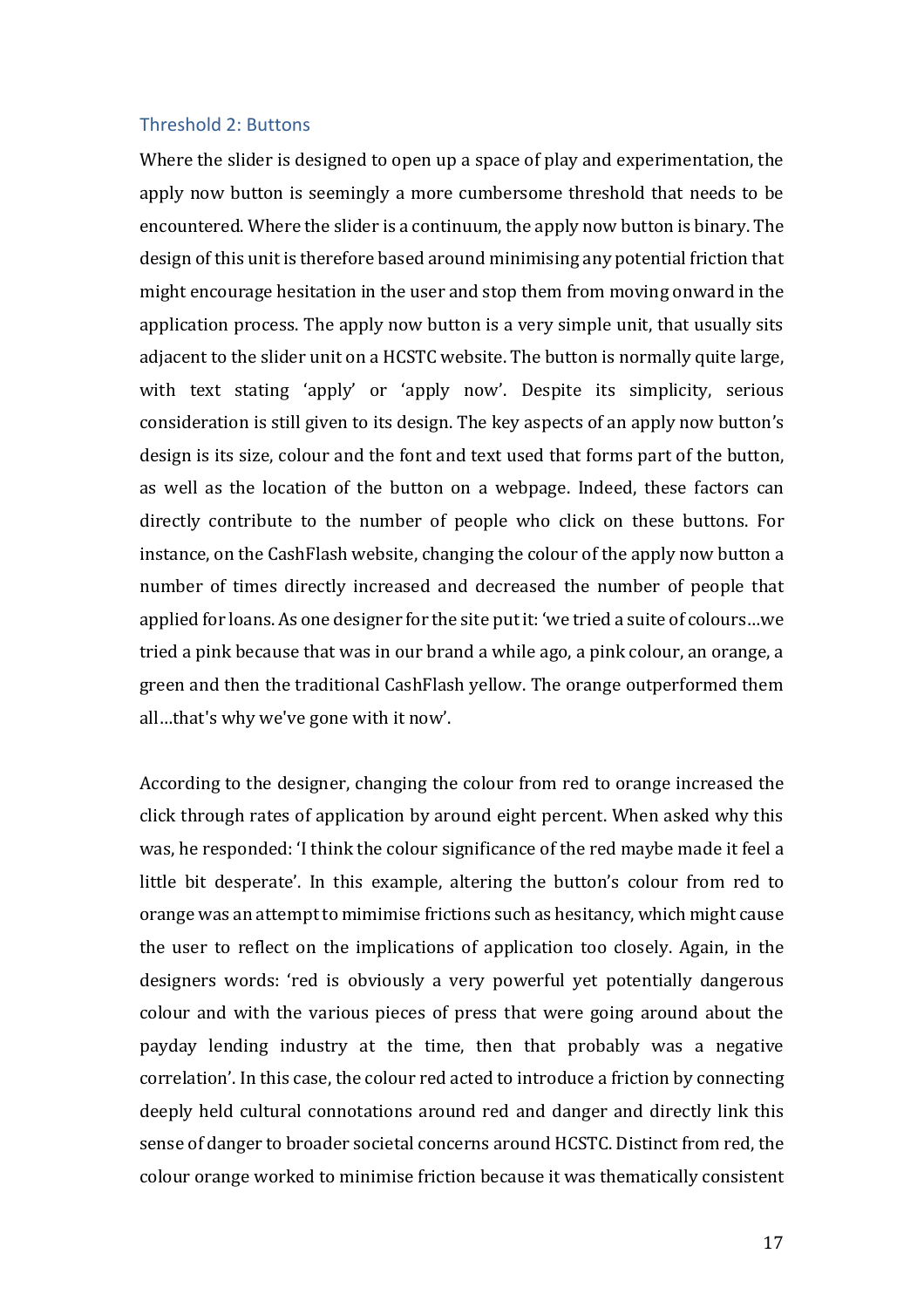### Threshold 2: Buttons

Where the slider is designed to open up a space of play and experimentation, the apply now button is seemingly a more cumbersome threshold that needs to be encountered. Where the slider is a continuum, the apply now button is binary. The design of this unit is therefore based around minimising any potential friction that might encourage hesitation in the user and stop them from moving onward in the application process. The apply now button is a very simple unit, that usually sits adjacent to the slider unit on a HCSTC website. The button is normally quite large, with text stating 'apply' or 'apply now'. Despite its simplicity, serious consideration is still given to its design. The key aspects of an apply now button's design is its size, colour and the font and text used that forms part of the button, as well as the location of the button on a webpage. Indeed, these factors can directly contribute to the number of people who click on these buttons. For instance, on the CashFlash website, changing the colour of the apply now button a number of times directly increased and decreased the number of people that applied for loans. As one designer for the site put it: 'we tried a suite of colours…we tried a pink because that was in our brand a while ago, a pink colour, an orange, a green and then the traditional CashFlash yellow. The orange outperformed them all…that's why we've gone with it now'.

According to the designer, changing the colour from red to orange increased the click through rates of application by around eight percent. When asked why this was, he responded: 'I think the colour significance of the red maybe made it feel a little bit desperate'. In this example, altering the button's colour from red to orange was an attempt to mimimise frictions such as hesitancy, which might cause the user to reflect on the implications of application too closely. Again, in the designers words: 'red is obviously a very powerful yet potentially dangerous colour and with the various pieces of press that were going around about the payday lending industry at the time, then that probably was a negative correlation'. In this case, the colour red acted to introduce a friction by connecting deeply held cultural connotations around red and danger and directly link this sense of danger to broader societal concerns around HCSTC. Distinct from red, the colour orange worked to minimise friction because it was thematically consistent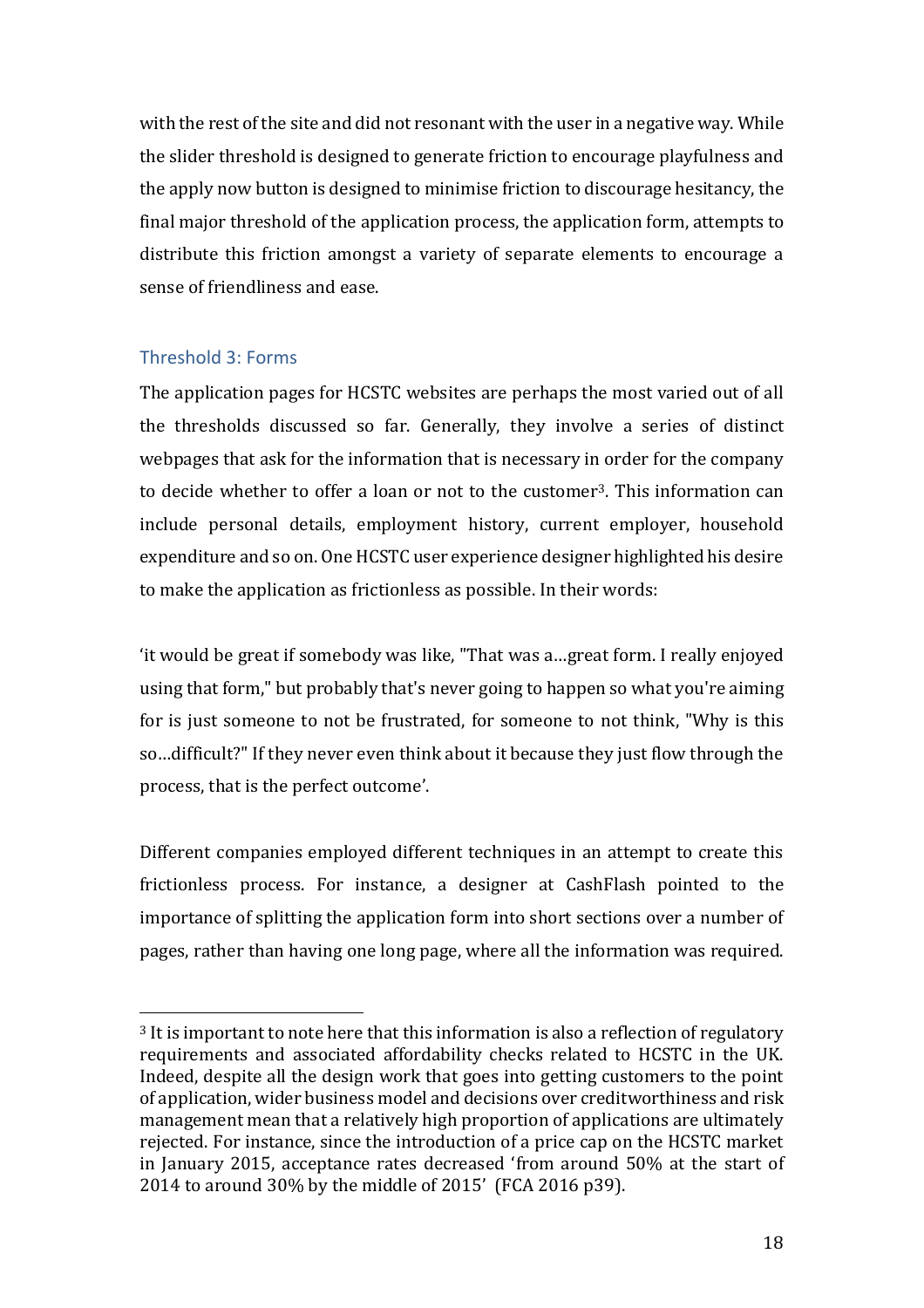with the rest of the site and did not resonant with the user in a negative way. While the slider threshold is designed to generate friction to encourage playfulness and the apply now button is designed to minimise friction to discourage hesitancy, the final major threshold of the application process, the application form, attempts to distribute this friction amongst a variety of separate elements to encourage a sense of friendliness and ease.

### Threshold 3: Forms

The application pages for HCSTC websites are perhaps the most varied out of all the thresholds discussed so far. Generally, they involve a series of distinct webpages that ask for the information that is necessary in order for the company to decide whether to offer a loan or not to the customer[3]. This information can include personal details, employment history, current employer, household expenditure and so on. One HCSTC user experience designer highlighted his desire to make the application as frictionless as possible. In their words:

'it would be great if somebody was like, "That was a…great form. I really enjoyed using that form," but probably that's never going to happen so what you're aiming for is just someone to not be frustrated, for someone to not think, "Why is this so…difficult?" If they never even think about it because they just flow through the process, that is the perfect outcome'.

Different companies employed different techniques in an attempt to create this frictionless process. For instance, a designer at CashFlash pointed to the importance of splitting the application form into short sections over a number of pages, rather than having one long page, where all the information was required.

[3] It is important to note here that this information is also a reflection of regulatory requirements and associated affordability checks related to HCSTC in the UK. Indeed, despite all the design work that goes into getting customers to the point of application, wider business model and decisions over creditworthiness and risk management mean that a relatively high proportion of applications are ultimately rejected. For instance, since the introduction of a price cap on the HCSTC market in January 2015, acceptance rates decreased 'from around 50% at the start of 2014 to around 30% by the middle of 2015' (FCA 2016 p39).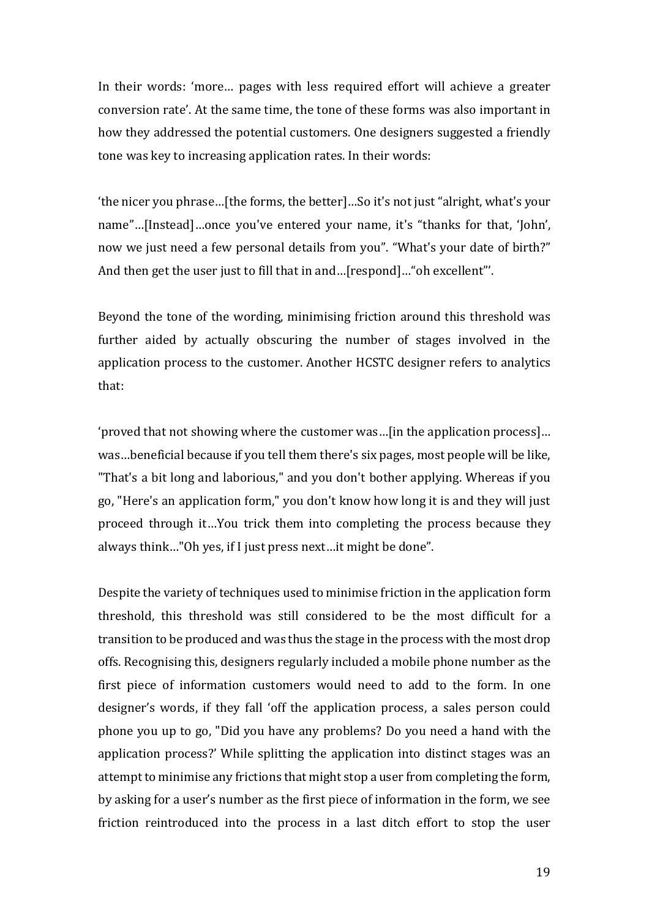In their words: 'more… pages with less required effort will achieve a greater conversion rate'. At the same time, the tone of these forms was also important in how they addressed the potential customers. One designers suggested a friendly tone was key to increasing application rates. In their words:

'the nicer you phrase…[the forms, the better]…So it's not just "alright, what's your name"…[Instead]…once you've entered your name, it's "thanks for that, 'John', now we just need a few personal details from you". "What's your date of birth?" And then get the user just to fill that in and…[respond]…"oh excellent"'.

Beyond the tone of the wording, minimising friction around this threshold was further aided by actually obscuring the number of stages involved in the application process to the customer. Another HCSTC designer refers to analytics that:

'proved that not showing where the customer was…[in the application process]…was…beneficial because if you tell them there's six pages, most people will be like, "That's a bit long and laborious," and you don't bother applying. Whereas if you go, "Here's an application form," you don't know how long it is and they will just proceed through it…You trick them into completing the process because they always think…"Oh yes, if I just press next…it might be done".

Despite the variety of techniques used to minimise friction in the application form threshold, this threshold was still considered to be the most difficult for a transition to be produced and was thus the stage in the process with the most drop offs. Recognising this, designers regularly included a mobile phone number as the first piece of information customers would need to add to the form. In one designer's words, if they fall 'off the application process, a sales person could phone you up to go, "Did you have any problems? Do you need a hand with the application process?' While splitting the application into distinct stages was an attempt to minimise any frictions that might stop a user from completing the form, by asking for a user's number as the first piece of information in the form, we see friction reintroduced into the process in a last ditch effort to stop the user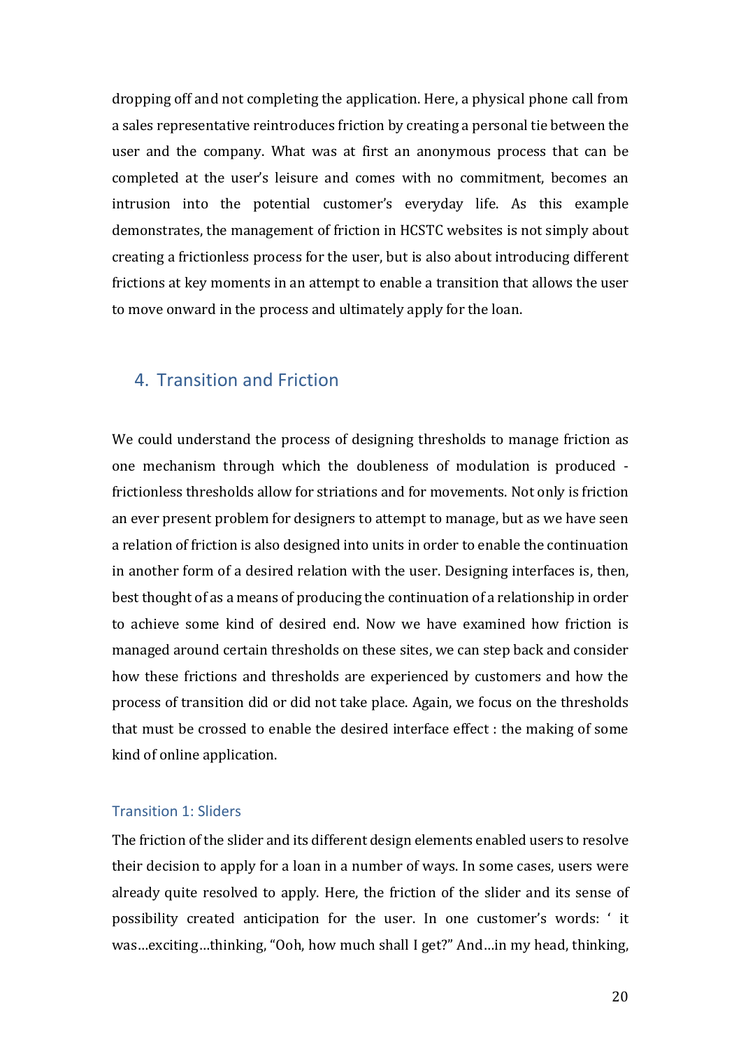dropping off and not completing the application. Here, a physical phone call from a sales representative reintroduces friction by creating a personal tie between the user and the company. What was at first an anonymous process that can be completed at the user's leisure and comes with no commitment, becomes an intrusion into the potential customer's everyday life. As this example demonstrates, the management of friction in HCSTC websites is not simply about creating a frictionless process for the user, but is also about introducing different frictions at key moments in an attempt to enable a transition that allows the user to move onward in the process and ultimately apply for the loan.

## 4. Transition and Friction

We could understand the process of designing thresholds to manage friction as one mechanism through which the doubleness of modulation is produced - frictionless thresholds allow for striations and for movements. Not only is friction an ever present problem for designers to attempt to manage, but as we have seen a relation of friction is also designed into units in order to enable the continuation in another form of a desired relation with the user. Designing interfaces is, then, best thought of as a means of producing the continuation of a relationship in order to achieve some kind of desired end. Now we have examined how friction is managed around certain thresholds on these sites, we can step back and consider how these frictions and thresholds are experienced by customers and how the process of transition did or did not take place. Again, we focus on the thresholds that must be crossed to enable the desired interface effect : the making of some kind of online application.

### Transition 1: Sliders

The friction of the slider and its different design elements enabled users to resolve their decision to apply for a loan in a number of ways. In some cases, users were already quite resolved to apply. Here, the friction of the slider and its sense of possibility created anticipation for the user. In one customer's words: ' it was…exciting…thinking, "Ooh, how much shall I get?" And…in my head, thinking,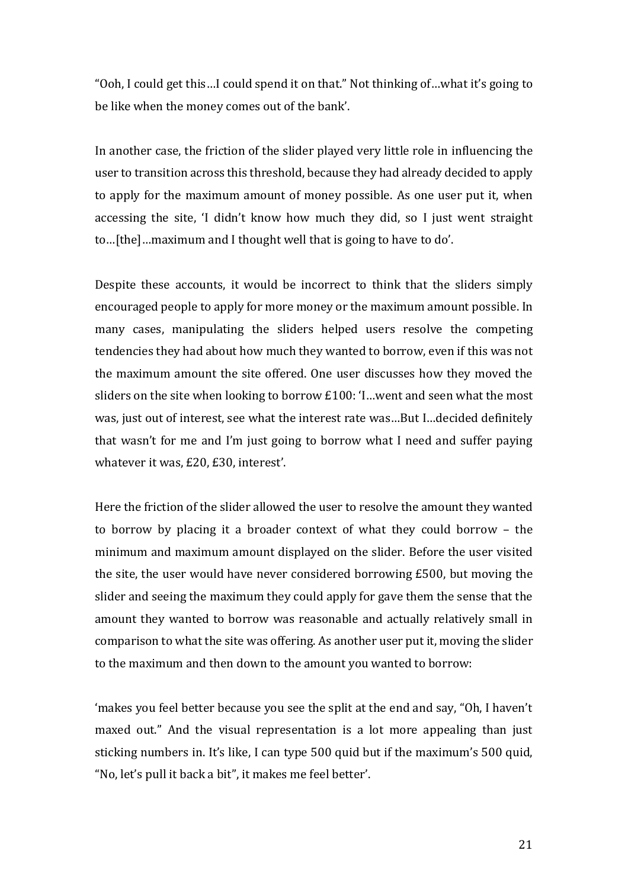"Ooh, I could get this…I could spend it on that." Not thinking of…what it's going to be like when the money comes out of the bank'.

In another case, the friction of the slider played very little role in influencing the user to transition across this threshold, because they had already decided to apply to apply for the maximum amount of money possible. As one user put it, when accessing the site, 'I didn't know how much they did, so I just went straight to…[the]…maximum and I thought well that is going to have to do'.

Despite these accounts, it would be incorrect to think that the sliders simply encouraged people to apply for more money or the maximum amount possible. In many cases, manipulating the sliders helped users resolve the competing tendencies they had about how much they wanted to borrow, even if this was not the maximum amount the site offered. One user discusses how they moved the sliders on the site when looking to borrow £100: 'I…went and seen what the most was, just out of interest, see what the interest rate was…But I…decided definitely that wasn't for me and I'm just going to borrow what I need and suffer paying whatever it was, £20, £30, interest'.

Here the friction of the slider allowed the user to resolve the amount they wanted to borrow by placing it a broader context of what they could borrow – the minimum and maximum amount displayed on the slider. Before the user visited the site, the user would have never considered borrowing £500, but moving the slider and seeing the maximum they could apply for gave them the sense that the amount they wanted to borrow was reasonable and actually relatively small in comparison to what the site was offering. As another user put it, moving the slider to the maximum and then down to the amount you wanted to borrow:

'makes you feel better because you see the split at the end and say, "Oh, I haven't maxed out." And the visual representation is a lot more appealing than just sticking numbers in. It's like, I can type 500 quid but if the maximum's 500 quid, "No, let's pull it back a bit", it makes me feel better'.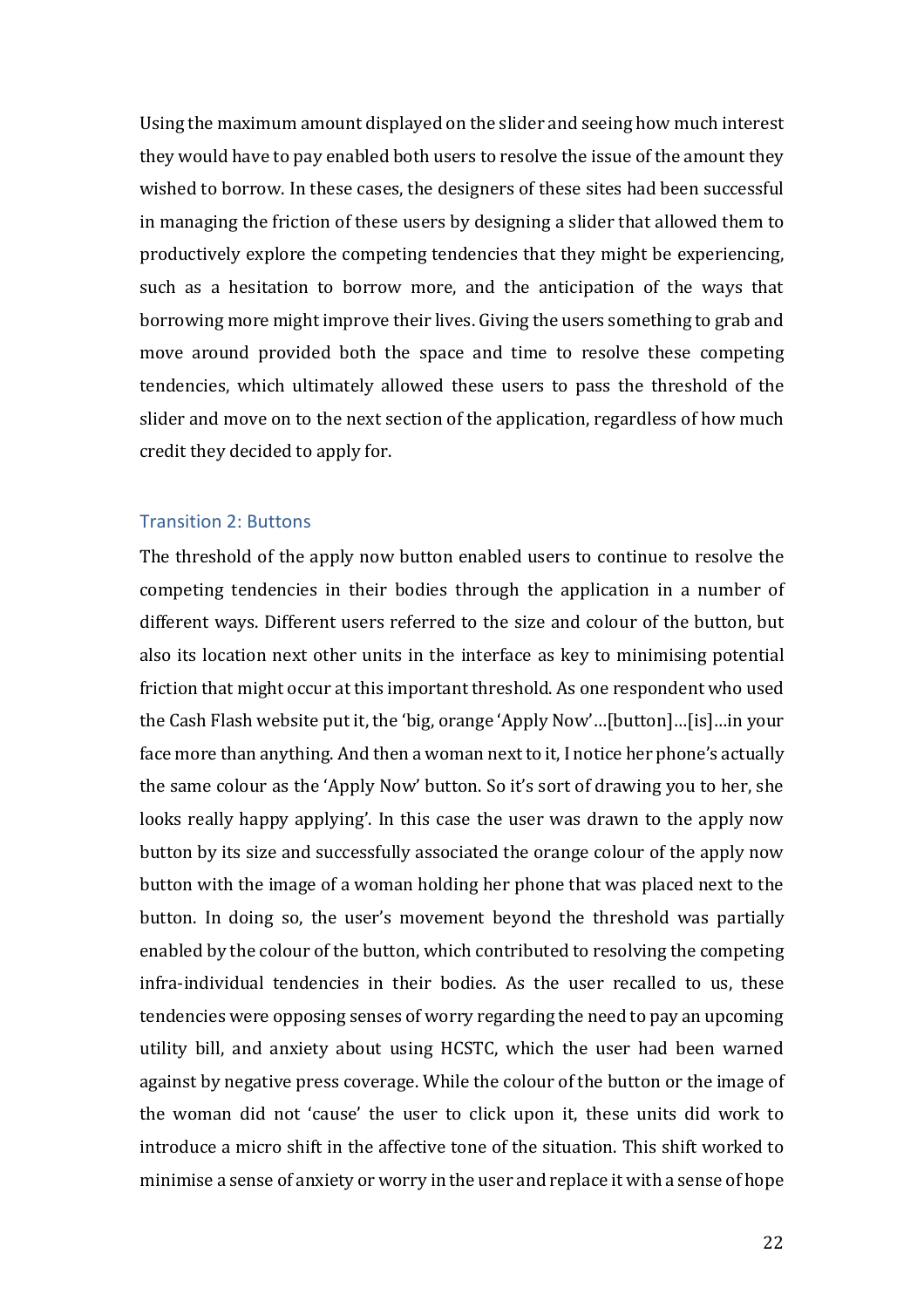Using the maximum amount displayed on the slider and seeing how much interest they would have to pay enabled both users to resolve the issue of the amount they wished to borrow. In these cases, the designers of these sites had been successful in managing the friction of these users by designing a slider that allowed them to productively explore the competing tendencies that they might be experiencing, such as a hesitation to borrow more, and the anticipation of the ways that borrowing more might improve their lives. Giving the users something to grab and move around provided both the space and time to resolve these competing tendencies, which ultimately allowed these users to pass the threshold of the slider and move on to the next section of the application, regardless of how much credit they decided to apply for.

### Transition 2: Buttons

The threshold of the apply now button enabled users to continue to resolve the competing tendencies in their bodies through the application in a number of different ways. Different users referred to the size and colour of the button, but also its location next other units in the interface as key to minimising potential friction that might occur at this important threshold. As one respondent who used the Cash Flash website put it, the 'big, orange 'Apply Now'…[button]…[is]…in your face more than anything. And then a woman next to it, I notice her phone's actually the same colour as the 'Apply Now' button. So it's sort of drawing you to her, she looks really happy applying'. In this case the user was drawn to the apply now button by its size and successfully associated the orange colour of the apply now button with the image of a woman holding her phone that was placed next to the button. In doing so, the user's movement beyond the threshold was partially enabled by the colour of the button, which contributed to resolving the competing infra-individual tendencies in their bodies. As the user recalled to us, these tendencies were opposing senses of worry regarding the need to pay an upcoming utility bill, and anxiety about using HCSTC, which the user had been warned against by negative press coverage. While the colour of the button or the image of the woman did not 'cause' the user to click upon it, these units did work to introduce a micro shift in the affective tone of the situation. This shift worked to minimise a sense of anxiety or worry in the user and replace it with a sense of hope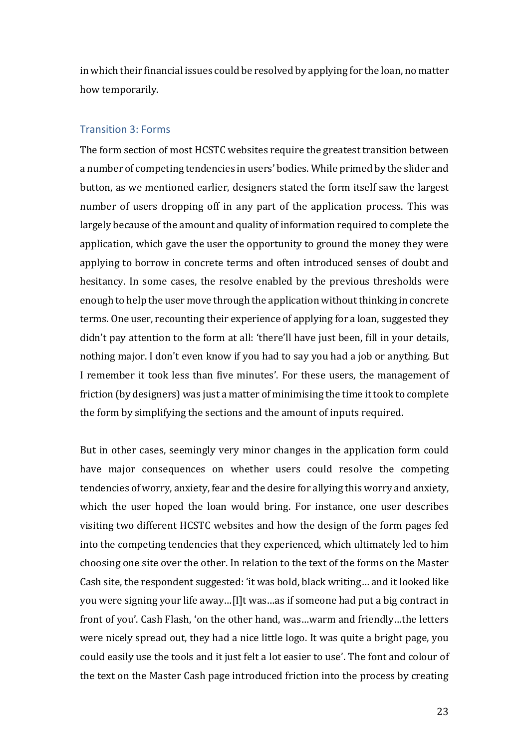in which their financial issues could be resolved by applying for the loan, no matter how temporarily.

### Transition 3: Forms

The form section of most HCSTC websites require the greatest transition between a number of competing tendencies in users' bodies. While primed by the slider and button, as we mentioned earlier, designers stated the form itself saw the largest number of users dropping off in any part of the application process. This was largely because of the amount and quality of information required to complete the application, which gave the user the opportunity to ground the money they were applying to borrow in concrete terms and often introduced senses of doubt and hesitancy. In some cases, the resolve enabled by the previous thresholds were enough to help the user move through the application without thinking in concrete terms. One user, recounting their experience of applying for a loan, suggested they didn't pay attention to the form at all: 'there'll have just been, fill in your details, nothing major. I don't even know if you had to say you had a job or anything. But I remember it took less than five minutes'. For these users, the management of friction (by designers) was just a matter of minimising the time it took to complete the form by simplifying the sections and the amount of inputs required.

But in other cases, seemingly very minor changes in the application form could have major consequences on whether users could resolve the competing tendencies of worry, anxiety, fear and the desire for allying this worry and anxiety, which the user hoped the loan would bring. For instance, one user describes visiting two different HCSTC websites and how the design of the form pages fed into the competing tendencies that they experienced, which ultimately led to him choosing one site over the other. In relation to the text of the forms on the Master Cash site, the respondent suggested: 'it was bold, black writing… and it looked like you were signing your life away…[I]t was…as if someone had put a big contract in front of you'. Cash Flash, 'on the other hand, was…warm and friendly…the letters were nicely spread out, they had a nice little logo. It was quite a bright page, you could easily use the tools and it just felt a lot easier to use'. The font and colour of the text on the Master Cash page introduced friction into the process by creating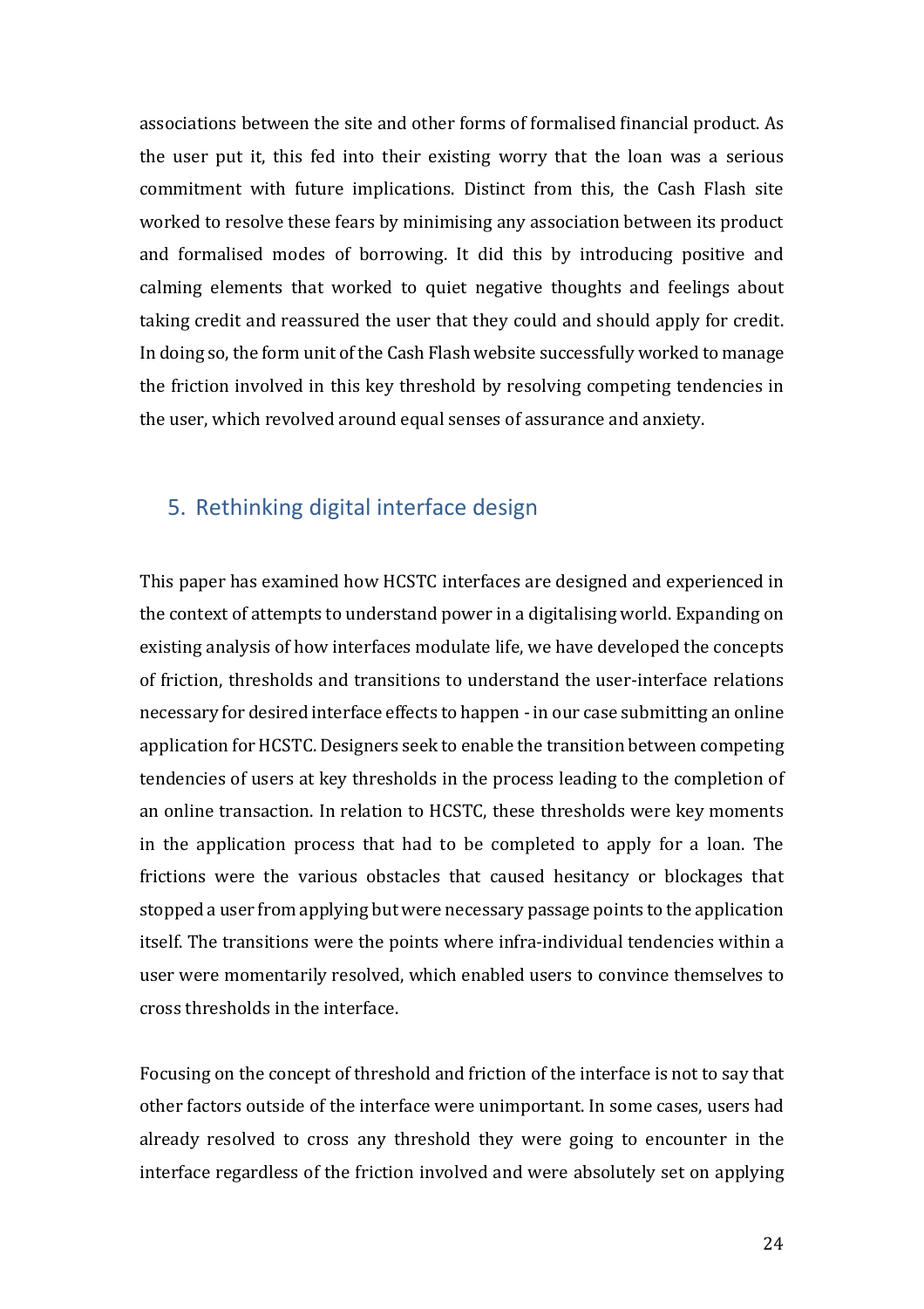associations between the site and other forms of formalised financial product. As the user put it, this fed into their existing worry that the loan was a serious commitment with future implications. Distinct from this, the Cash Flash site worked to resolve these fears by minimising any association between its product and formalised modes of borrowing. It did this by introducing positive and calming elements that worked to quiet negative thoughts and feelings about taking credit and reassured the user that they could and should apply for credit. In doing so, the form unit of the Cash Flash website successfully worked to manage the friction involved in this key threshold by resolving competing tendencies in the user, which revolved around equal senses of assurance and anxiety.

## 5. Rethinking digital interface design

This paper has examined how HCSTC interfaces are designed and experienced in the context of attempts to understand power in a digitalising world. Expanding on existing analysis of how interfaces modulate life, we have developed the concepts of friction, thresholds and transitions to understand the user-interface relations necessary for desired interface effects to happen - in our case submitting an online application for HCSTC. Designers seek to enable the transition between competing tendencies of users at key thresholds in the process leading to the completion of an online transaction. In relation to HCSTC, these thresholds were key moments in the application process that had to be completed to apply for a loan. The frictions were the various obstacles that caused hesitancy or blockages that stopped a user from applying but were necessary passage points to the application itself. The transitions were the points where infra-individual tendencies within a user were momentarily resolved, which enabled users to convince themselves to cross thresholds in the interface.

Focusing on the concept of threshold and friction of the interface is not to say that other factors outside of the interface were unimportant. In some cases, users had already resolved to cross any threshold they were going to encounter in the interface regardless of the friction involved and were absolutely set on applying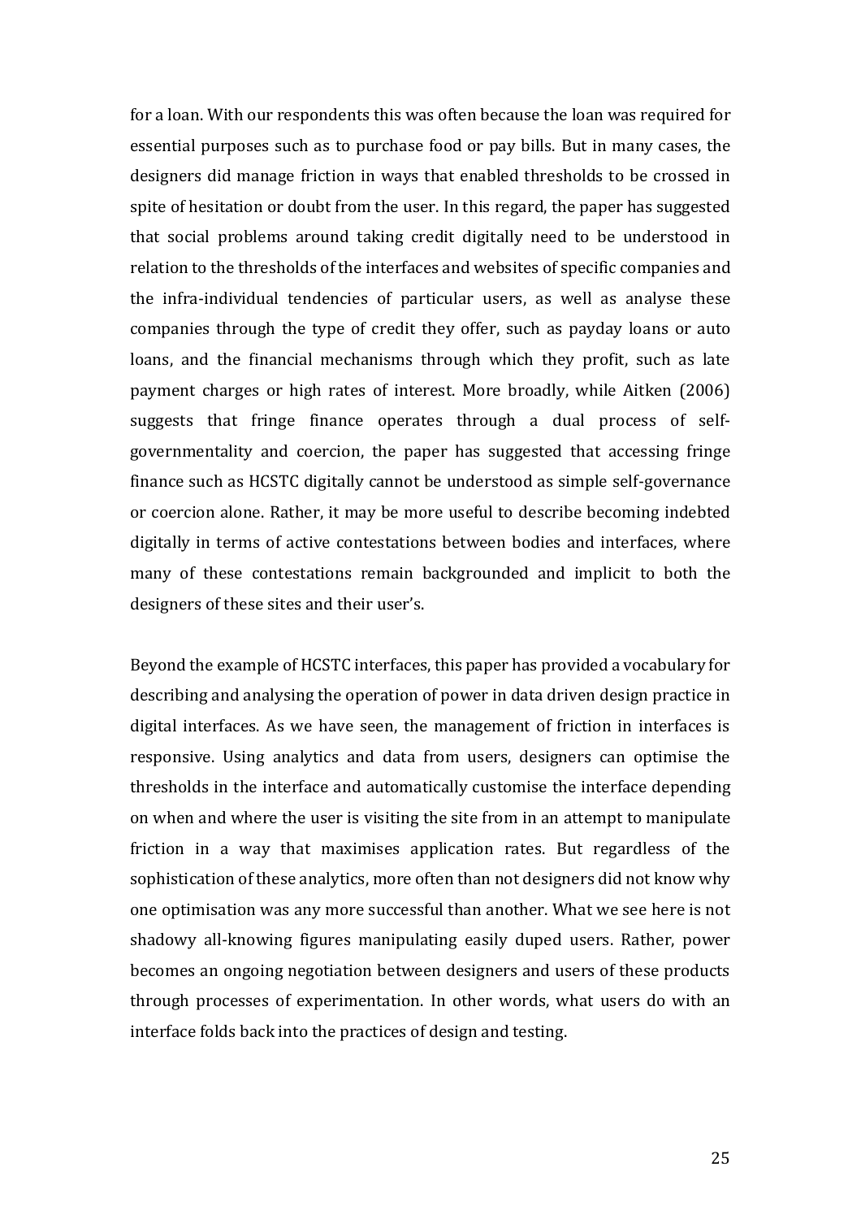for a loan. With our respondents this was often because the loan was required for essential purposes such as to purchase food or pay bills. But in many cases, the designers did manage friction in ways that enabled thresholds to be crossed in spite of hesitation or doubt from the user. In this regard, the paper has suggested that social problems around taking credit digitally need to be understood in relation to the thresholds of the interfaces and websites of specific companies and the infra-individual tendencies of particular users, as well as analyse these companies through the type of credit they offer, such as payday loans or auto loans, and the financial mechanisms through which they profit, such as late payment charges or high rates of interest. More broadly, while Aitken (2006) suggests that fringe finance operates through a dual process of self-governmentality and coercion, the paper has suggested that accessing fringe finance such as HCSTC digitally cannot be understood as simple self-governance or coercion alone. Rather, it may be more useful to describe becoming indebted digitally in terms of active contestations between bodies and interfaces, where many of these contestations remain backgrounded and implicit to both the designers of these sites and their user's.

Beyond the example of HCSTC interfaces, this paper has provided a vocabulary for describing and analysing the operation of power in data driven design practice in digital interfaces. As we have seen, the management of friction in interfaces is responsive. Using analytics and data from users, designers can optimise the thresholds in the interface and automatically customise the interface depending on when and where the user is visiting the site from in an attempt to manipulate friction in a way that maximises application rates. But regardless of the sophistication of these analytics, more often than not designers did not know why one optimisation was any more successful than another. What we see here is not shadowy all-knowing figures manipulating easily duped users. Rather, power becomes an ongoing negotiation between designers and users of these products through processes of experimentation. In other words, what users do with an interface folds back into the practices of design and testing.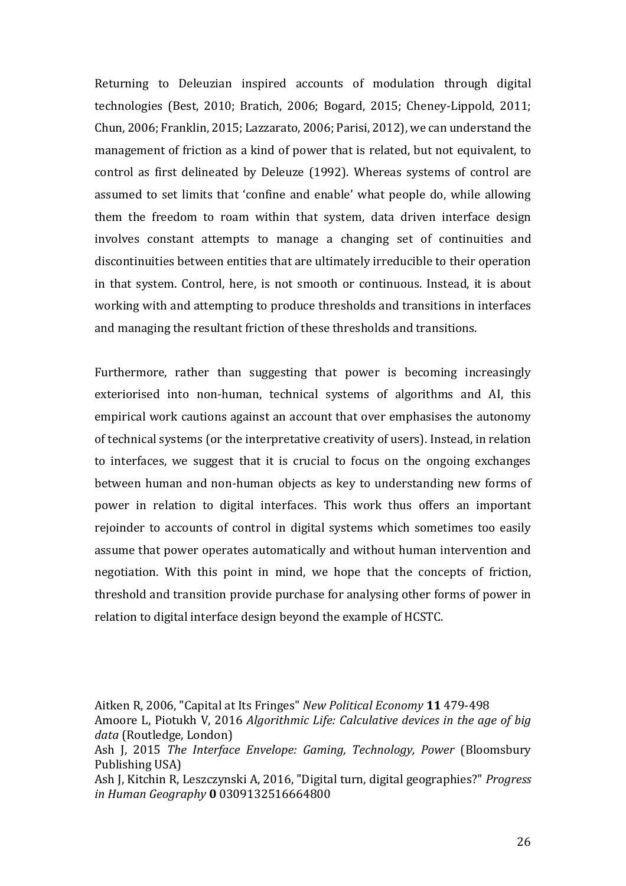Returning to Deleuzian inspired accounts of modulation through digital technologies (Best, 2010; Bratich, 2006; Bogard, 2015; Cheney-Lippold, 2011; Chun, 2006; Franklin, 2015; Lazzarato, 2006; Parisi, 2012), we can understand the management of friction as a kind of power that is related, but not equivalent, to control as first delineated by Deleuze (1992). Whereas systems of control are assumed to set limits that 'confine and enable' what people do, while allowing them the freedom to roam within that system, data driven interface design involves constant attempts to manage a changing set of continuities and discontinuities between entities that are ultimately irreducible to their operation in that system. Control, here, is not smooth or continuous. Instead, it is about working with and attempting to produce thresholds and transitions in interfaces and managing the resultant friction of these thresholds and transitions.

Furthermore, rather than suggesting that power is becoming increasingly exteriorised into non-human, technical systems of algorithms and AI, this empirical work cautions against an account that over emphasises the autonomy of technical systems (or the interpretative creativity of users). Instead, in relation to interfaces, we suggest that it is crucial to focus on the ongoing exchanges between human and non-human objects as key to understanding new forms of power in relation to digital interfaces. This work thus offers an important rejoinder to accounts of control in digital systems which sometimes too easily assume that power operates automatically and without human intervention and negotiation. With this point in mind, we hope that the concepts of friction, threshold and transition provide purchase for analysing other forms of power in relation to digital interface design beyond the example of HCSTC.

Aitken R, 2006, "Capital at Its Fringes" *New Political Economy* **11** 479-498

Amoore L, Piotukh V, 2016 *Algorithmic Life: Calculative devices in the age of big data* (Routledge, London)

Ash J, 2015 *The Interface Envelope: Gaming, Technology, Power* (Bloomsbury Publishing USA)

Ash J, Kitchin R, Leszczynski A, 2016, "Digital turn, digital geographies?" *Progress in Human Geography* **0** 0309132516664800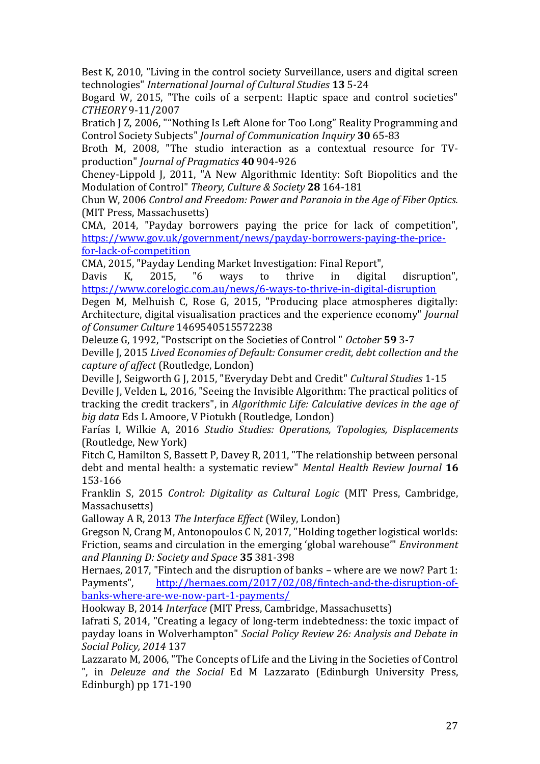Best K, 2010, "Living in the control society Surveillance, users and digital screen technologies" *International Journal of Cultural Studies* **13** 5-24

Bogard W, 2015, "The coils of a serpent: Haptic space and control societies" *CTHEORY* 9-11/2007

Bratich J Z, 2006, "“Nothing Is Left Alone for Too Long” Reality Programming and Control Society Subjects" *Journal of Communication Inquiry* **30** 65-83

Broth M, 2008, "The studio interaction as a contextual resource for TV-production" *Journal of Pragmatics* **40** 904-926

Cheney-Lippold J, 2011, "A New Algorithmic Identity: Soft Biopolitics and the Modulation of Control" *Theory, Culture & Society* **28** 164-181

Chun W, 2006 *Control and Freedom: Power and Paranoia in the Age of Fiber Optics.* (MIT Press, Massachusetts)

CMA, 2014, "Payday borrowers paying the price for lack of competition", https://www.gov.uk/government/news/payday-borrowers-paying-the-price-for-lack-of-competition

CMA, 2015, "Payday Lending Market Investigation: Final Report",

Davis K, 2015, "6 ways to thrive in digital disruption", https://www.corelogic.com.au/news/6-ways-to-thrive-in-digital-disruption

Degen M, Melhuish C, Rose G, 2015, "Producing place atmospheres digitally: Architecture, digital visualisation practices and the experience economy" *Journal of Consumer Culture* 1469540515572238

Deleuze G, 1992, "Postscript on the Societies of Control " *October* **59** 3-7

Deville J, 2015 *Lived Economies of Default: Consumer credit, debt collection and the capture of affect* (Routledge, London)

Deville J, Seigworth G J, 2015, "Everyday Debt and Credit" *Cultural Studies* 1-15

Deville J, Velden L, 2016, "Seeing the Invisible Algorithm: The practical politics of tracking the credit trackers", in *Algorithmic Life: Calculative devices in the age of big data* Eds L Amoore, V Piotukh (Routledge, London)

Farías I, Wilkie A, 2016 *Studio Studies: Operations, Topologies, Displacements* (Routledge, New York)

Fitch C, Hamilton S, Bassett P, Davey R, 2011, "The relationship between personal debt and mental health: a systematic review" *Mental Health Review Journal* **16** 153-166

Franklin S, 2015 *Control: Digitality as Cultural Logic* (MIT Press, Cambridge, Massachusetts)

Galloway A R, 2013 *The Interface Effect* (Wiley, London)

Gregson N, Crang M, Antonopoulos C N, 2017, "Holding together logistical worlds: Friction, seams and circulation in the emerging ‘global warehouse’" *Environment and Planning D: Society and Space* **35** 381-398

Hernaes, 2017, "Fintech and the disruption of banks – where are we now? Part 1: Payments", http://hernaes.com/2017/02/08/fintech-and-the-disruption-of-banks-where-are-we-now-part-1-payments/

Hookway B, 2014 *Interface* (MIT Press, Cambridge, Massachusetts)

Iafrati S, 2014, "Creating a legacy of long-term indebtedness: the toxic impact of payday loans in Wolverhampton" *Social Policy Review 26: Analysis and Debate in Social Policy, 2014* 137

Lazzarato M, 2006, "The Concepts of Life and the Living in the Societies of Control ", in *Deleuze and the Social* Ed M Lazzarato (Edinburgh University Press, Edinburgh) pp 171-190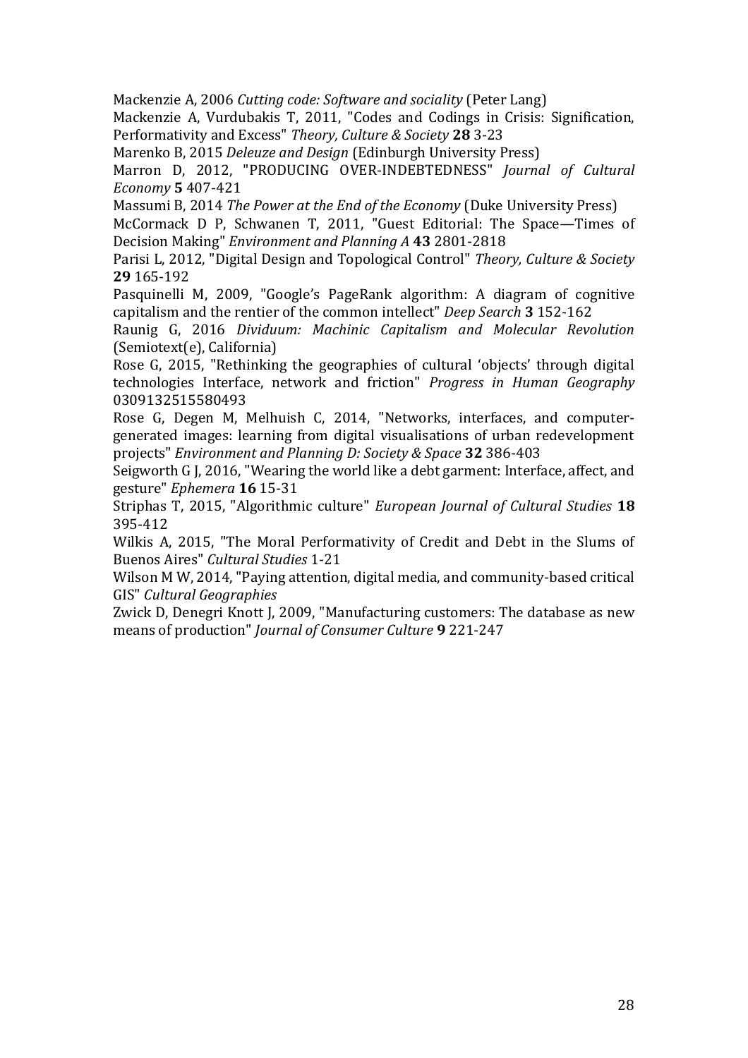Mackenzie A, 2006 *Cutting code: Software and sociality* (Peter Lang)

Mackenzie A, Vurdubakis T, 2011, "Codes and Codings in Crisis: Signification, Performativity and Excess" *Theory, Culture & Society* **28** 3-23

Marenko B, 2015 *Deleuze and Design* (Edinburgh University Press)

Marron D, 2012, "PRODUCING OVER-INDEBTEDNESS" *Journal of Cultural Economy* **5** 407-421

Massumi B, 2014 *The Power at the End of the Economy* (Duke University Press)

McCormack D P, Schwanen T, 2011, "Guest Editorial: The Space—Times of Decision Making" *Environment and Planning A* **43** 2801-2818

Parisi L, 2012, "Digital Design and Topological Control" *Theory, Culture & Society* **29** 165-192

Pasquinelli M, 2009, "Google's PageRank algorithm: A diagram of cognitive capitalism and the rentier of the common intellect" *Deep Search* **3** 152-162

Raunig G, 2016 *Dividuum: Machinic Capitalism and Molecular Revolution* (Semiotext(e), California)

Rose G, 2015, "Rethinking the geographies of cultural 'objects' through digital technologies Interface, network and friction" *Progress in Human Geography* 0309132515580493

Rose G, Degen M, Melhuish C, 2014, "Networks, interfaces, and computer-generated images: learning from digital visualisations of urban redevelopment projects" *Environment and Planning D: Society & Space* **32** 386-403

Seigworth G J, 2016, "Wearing the world like a debt garment: Interface, affect, and gesture" *Ephemera* **16** 15-31

Striphas T, 2015, "Algorithmic culture" *European Journal of Cultural Studies* **18** 395-412

Wilkis A, 2015, "The Moral Performativity of Credit and Debt in the Slums of Buenos Aires" *Cultural Studies* 1-21

Wilson M W, 2014, "Paying attention, digital media, and community-based critical GIS" *Cultural Geographies*

Zwick D, Denegri Knott J, 2009, "Manufacturing customers: The database as new means of production" *Journal of Consumer Culture* **9** 221-247